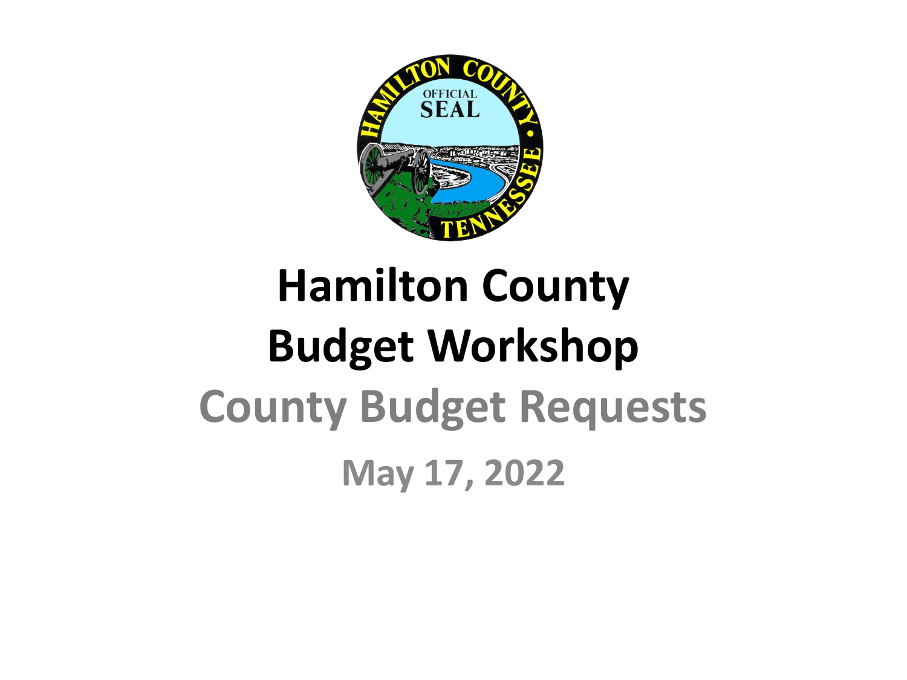# Hamilton County Budget Workshop

## County Budget Requests

### May 17, 2022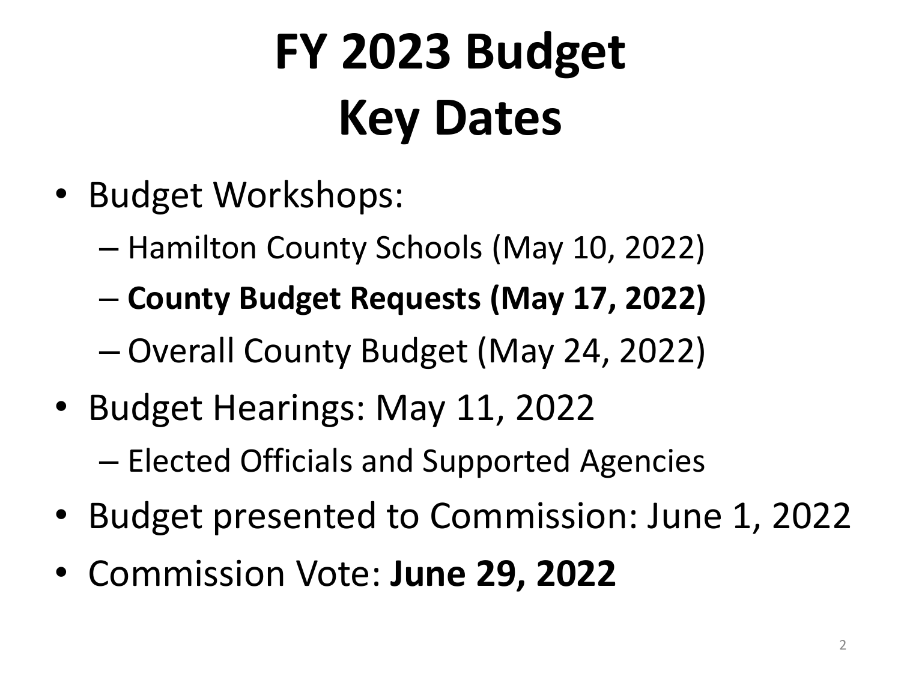# FY 2023 Budget
# Key Dates

- Budget Workshops:
  - Hamilton County Schools (May 10, 2022)
  - **County Budget Requests (May 17, 2022)**
  - Overall County Budget (May 24, 2022)
- Budget Hearings: May 11, 2022
  - Elected Officials and Supported Agencies
- Budget presented to Commission: June 1, 2022
- Commission Vote: **June 29, 2022**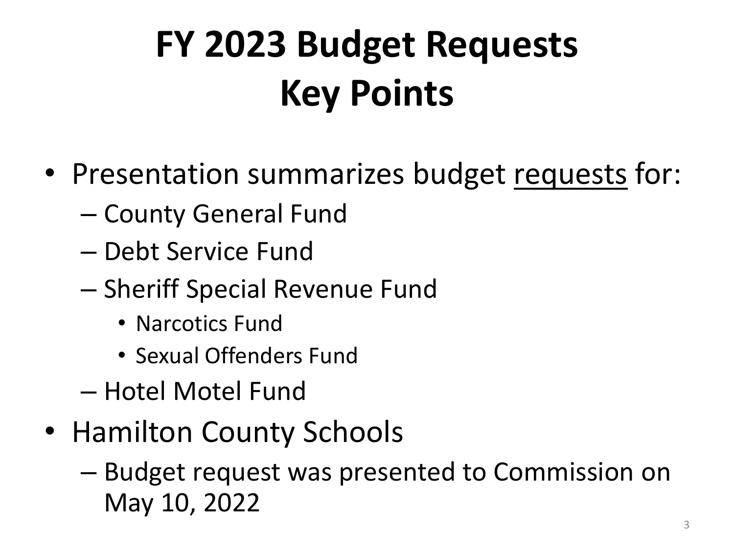# FY 2023 Budget Requests Key Points

- Presentation summarizes budget <u>requests</u> for:
  - County General Fund
  - Debt Service Fund
  - Sheriff Special Revenue Fund
    - Narcotics Fund
    - Sexual Offenders Fund
  - Hotel Motel Fund
- Hamilton County Schools
  - Budget request was presented to Commission on May 10, 2022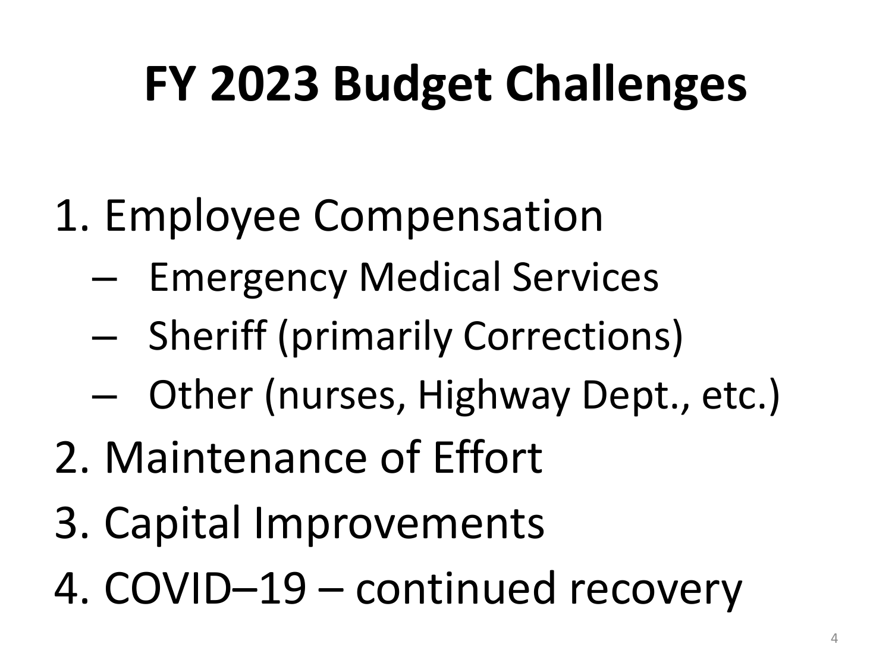# FY 2023 Budget Challenges

1. Employee Compensation
   - Emergency Medical Services
   - Sheriff (primarily Corrections)
   - Other (nurses, Highway Dept., etc.)
2. Maintenance of Effort
3. Capital Improvements
4. COVID–19 – continued recovery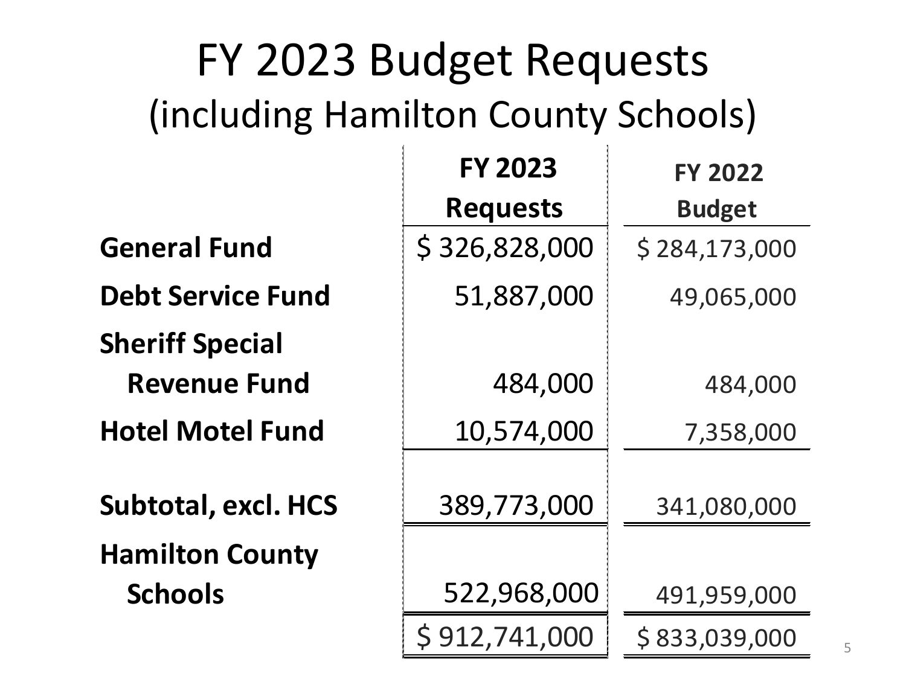# FY 2023 Budget Requests
## (including Hamilton County Schools)

| | FY 2023 Requests | FY 2022 Budget |
|---|---|---|
| **General Fund** | $ 326,828,000 | $ 284,173,000 |
| **Debt Service Fund** | 51,887,000 | 49,065,000 |
| **Sheriff Special Revenue Fund** | 484,000 | 484,000 |
| **Hotel Motel Fund** | 10,574,000 | 7,358,000 |
| **Subtotal, excl. HCS** | 389,773,000 | 341,080,000 |
| **Hamilton County Schools** | 522,968,000 | 491,959,000 |
| | $ 912,741,000 | $ 833,039,000 |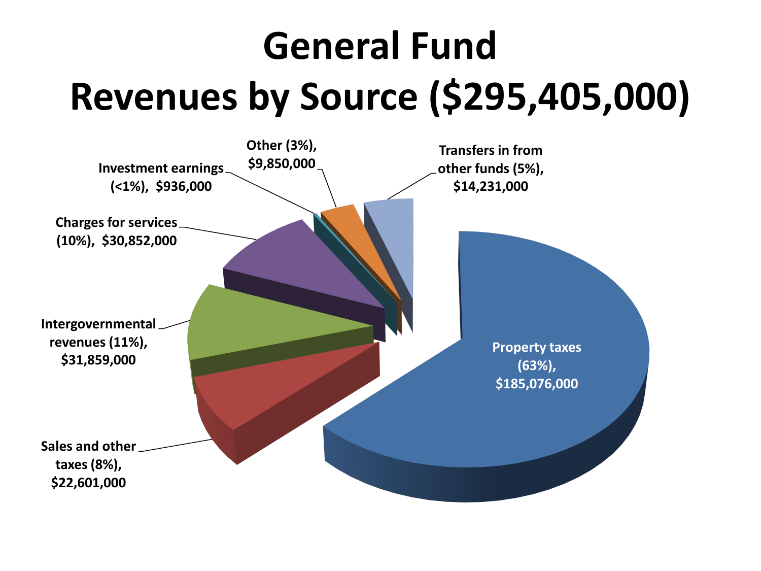# General Fund Revenues by Source ($295,405,000)

- Property taxes (63%), $185,076,000
- Sales and other taxes (8%), $22,601,000
- Intergovernmental revenues (11%), $31,859,000
- Charges for services (10%), $30,852,000
- Investment earnings (<1%), $936,000
- Other (3%), $9,850,000
- Transfers in from other funds (5%), $14,231,000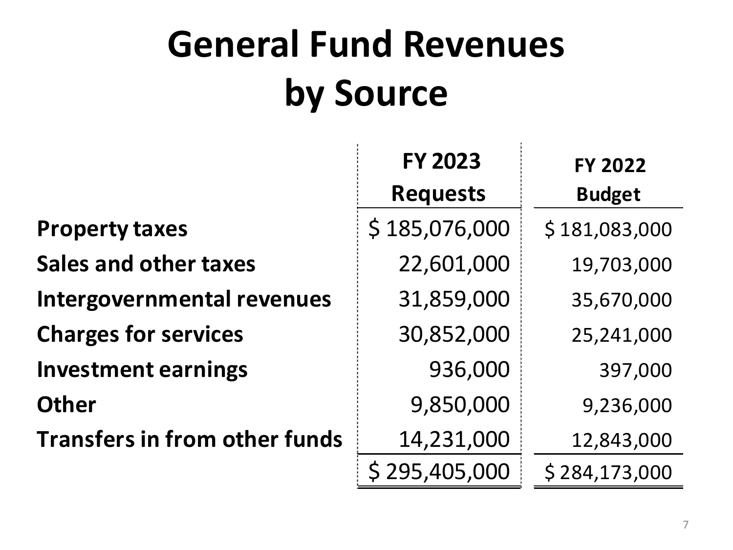# General Fund Revenues by Source

| | FY 2023 Requests | FY 2022 Budget |
|---|---|---|
| **Property taxes** | $ 185,076,000 | $ 181,083,000 |
| **Sales and other taxes** | 22,601,000 | 19,703,000 |
| **Intergovernmental revenues** | 31,859,000 | 35,670,000 |
| **Charges for services** | 30,852,000 | 25,241,000 |
| **Investment earnings** | 936,000 | 397,000 |
| **Other** | 9,850,000 | 9,236,000 |
| **Transfers in from other funds** | 14,231,000 | 12,843,000 |
| | $ 295,405,000 | $ 284,173,000 |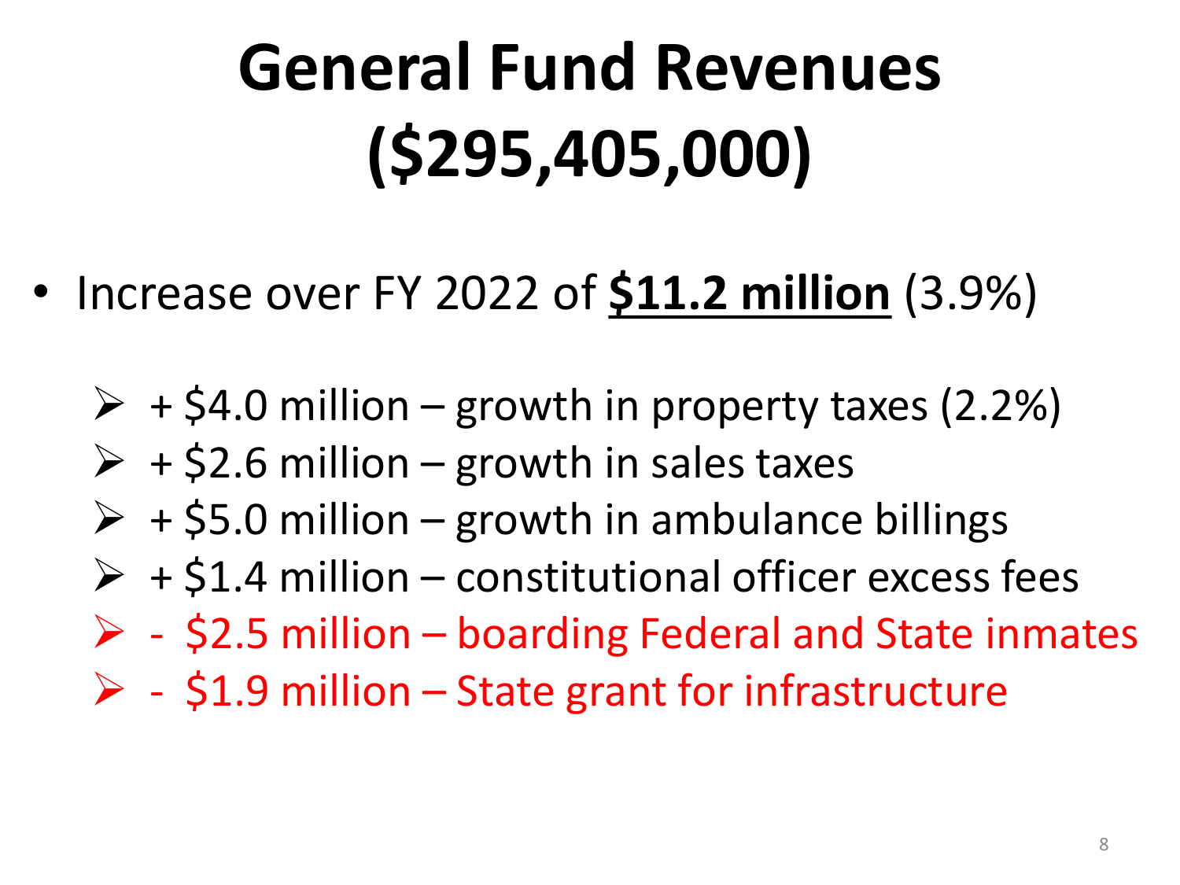# General Fund Revenues ($295,405,000)

- Increase over FY 2022 of **$11.2 million** (3.9%)
  - + $4.0 million – growth in property taxes (2.2%)
  - + $2.6 million – growth in sales taxes
  - + $5.0 million – growth in ambulance billings
  - + $1.4 million – constitutional officer excess fees
  - - $2.5 million – boarding Federal and State inmates
  - - $1.9 million – State grant for infrastructure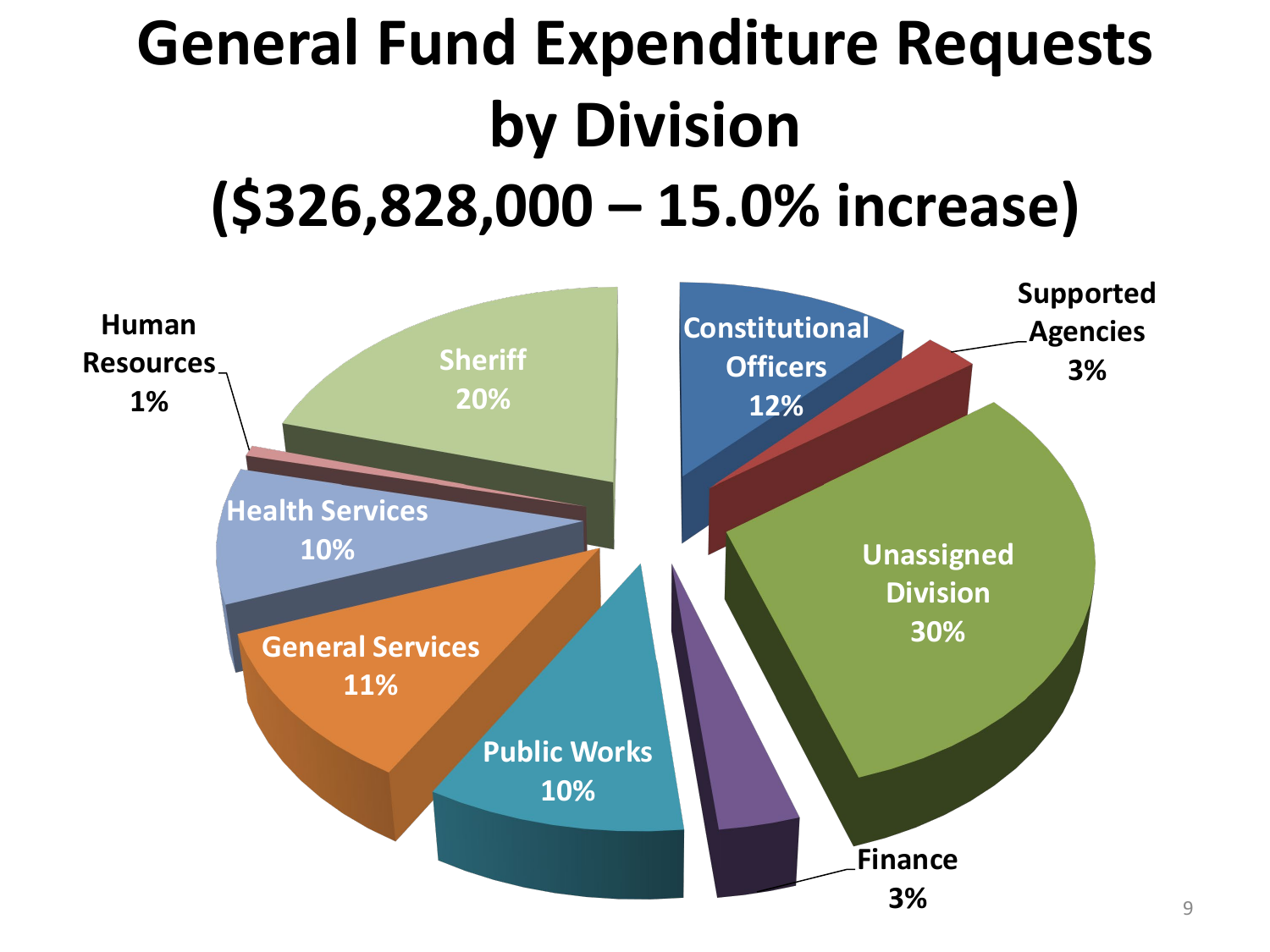# General Fund Expenditure Requests by Division (\$326,828,000 – 15.0% increase)

| Division | Percentage |
| --- | --- |
| Constitutional Officers | 12% |
| Supported Agencies | 3% |
| Unassigned Division | 30% |
| Finance | 3% |
| Public Works | 10% |
| General Services | 11% |
| Health Services | 10% |
| Human Resources | 1% |
| Sheriff | 20% |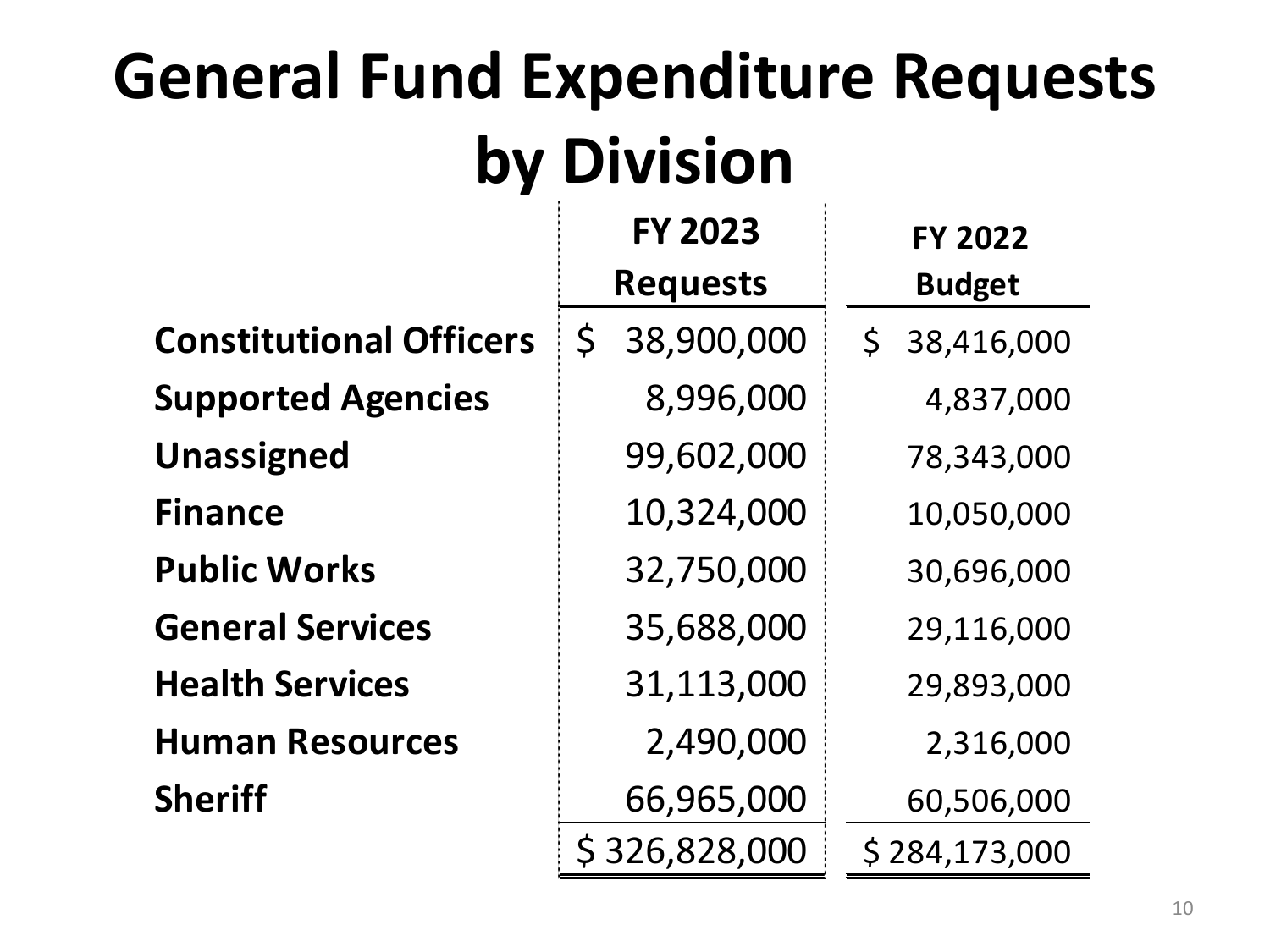# General Fund Expenditure Requests by Division

| | FY 2023 Requests | FY 2022 Budget |
|---|---|---|
| **Constitutional Officers** | $ 38,900,000 | $ 38,416,000 |
| **Supported Agencies** | 8,996,000 | 4,837,000 |
| **Unassigned** | 99,602,000 | 78,343,000 |
| **Finance** | 10,324,000 | 10,050,000 |
| **Public Works** | 32,750,000 | 30,696,000 |
| **General Services** | 35,688,000 | 29,116,000 |
| **Health Services** | 31,113,000 | 29,893,000 |
| **Human Resources** | 2,490,000 | 2,316,000 |
| **Sheriff** | 66,965,000 | 60,506,000 |
| | $ 326,828,000 | $ 284,173,000 |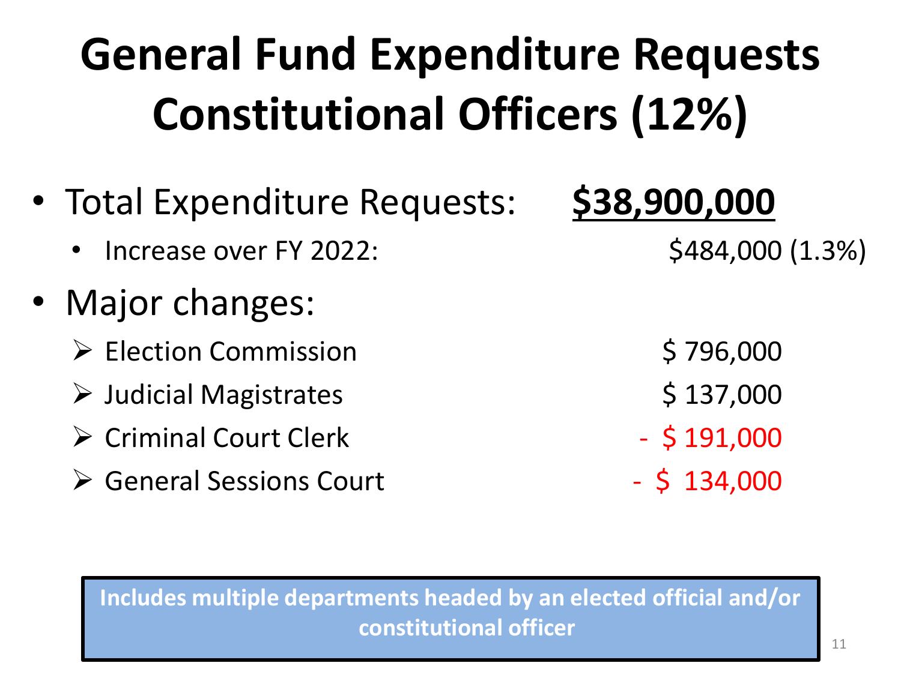# General Fund Expenditure Requests Constitutional Officers (12%)

- Total Expenditure Requests: **<u>$38,900,000</u>**
  - Increase over FY 2022: $484,000 (1.3%)
- Major changes:
  - Election Commission $ 796,000
  - Judicial Magistrates $ 137,000
  - Criminal Court Clerk - $ 191,000
  - General Sessions Court - $ 134,000

**Includes multiple departments headed by an elected official and/or constitutional officer**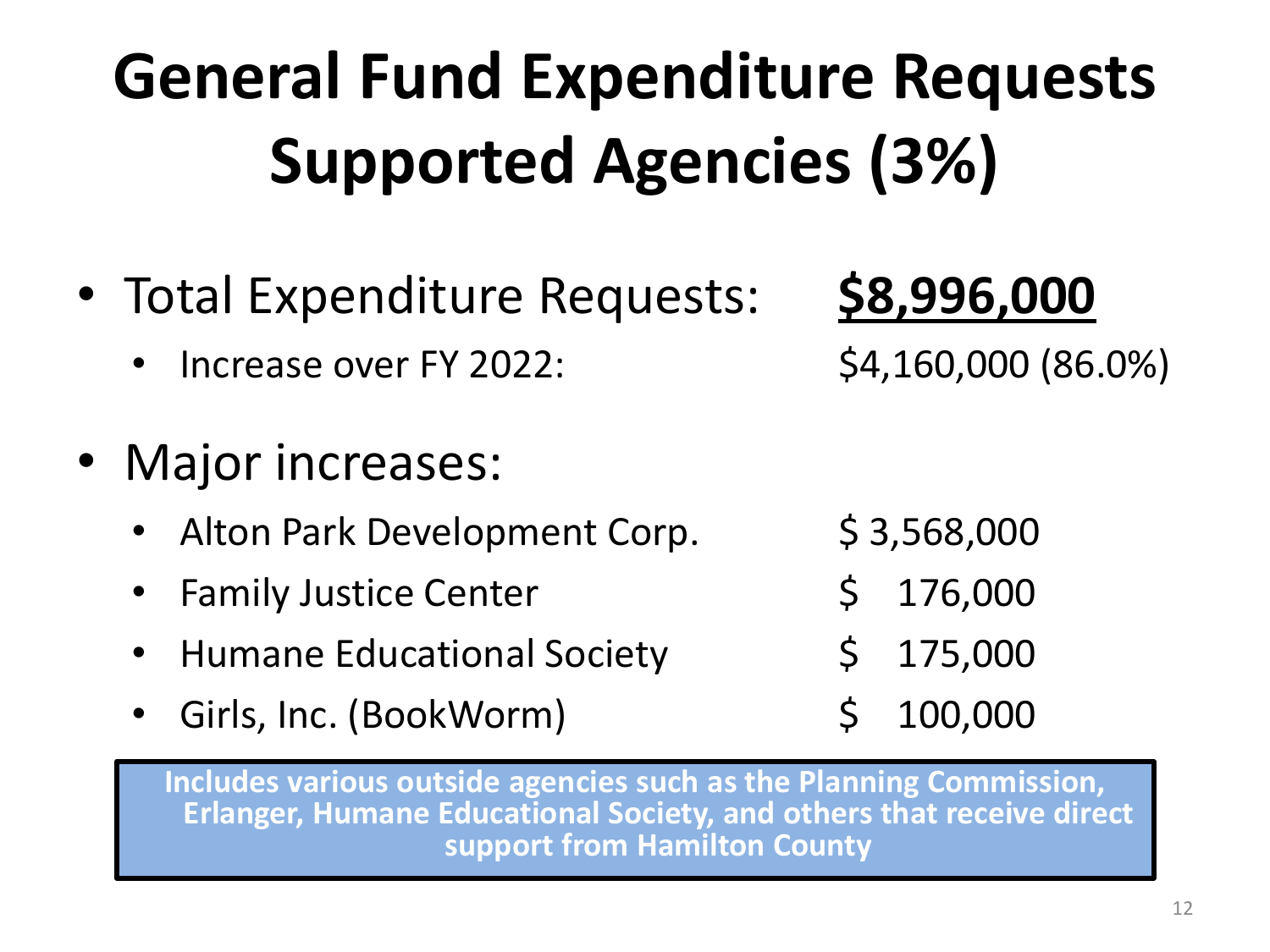# General Fund Expenditure Requests Supported Agencies (3%)

- Total Expenditure Requests: **$8,996,000**
  - Increase over FY 2022: $4,160,000 (86.0%)

- Major increases:
  - Alton Park Development Corp. $ 3,568,000
  - Family Justice Center $ 176,000
  - Humane Educational Society $ 175,000
  - Girls, Inc. (BookWorm) $ 100,000

**Includes various outside agencies such as the Planning Commission, Erlanger, Humane Educational Society, and others that receive direct support from Hamilton County**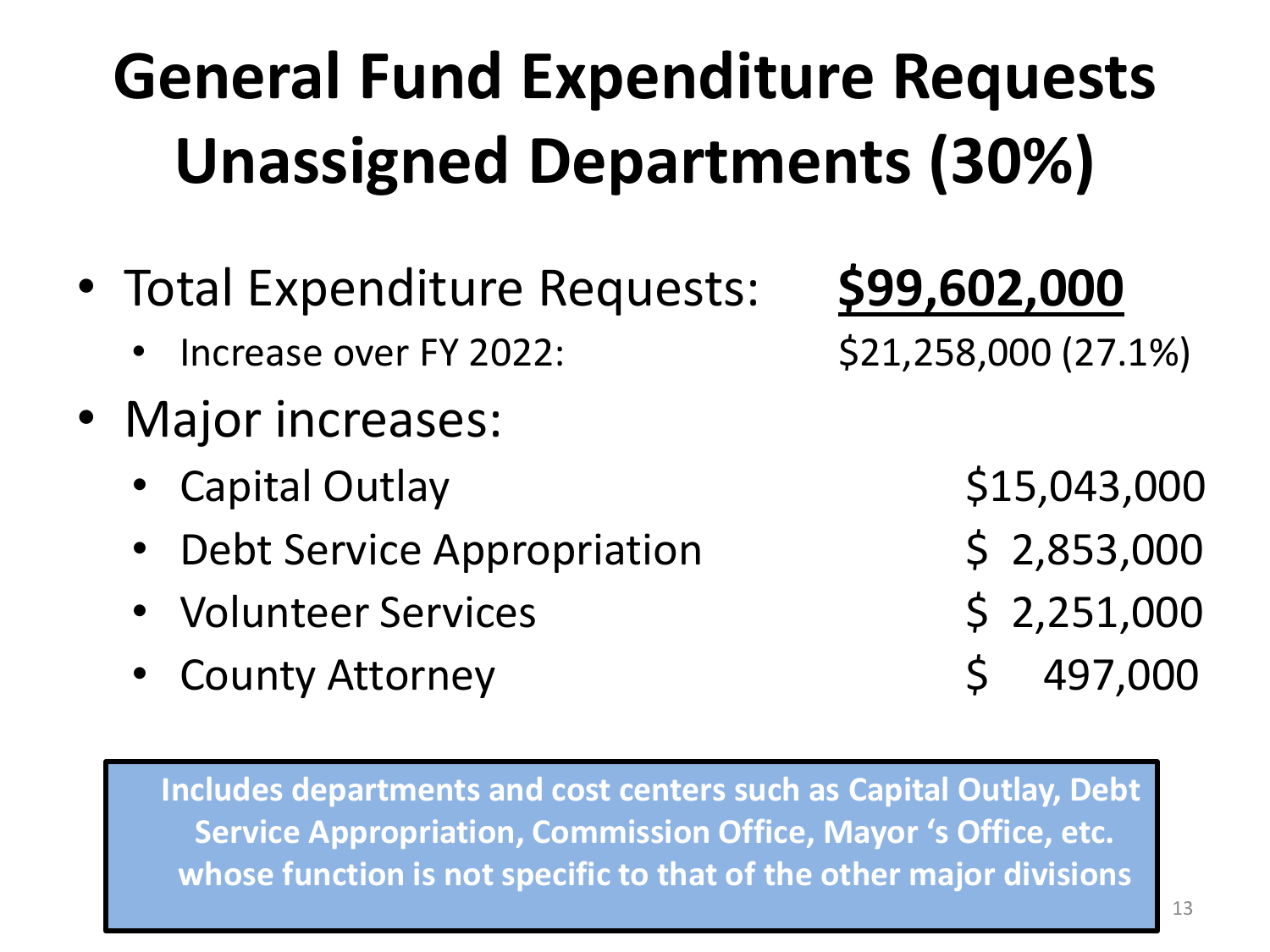# General Fund Expenditure Requests Unassigned Departments (30%)

- Total Expenditure Requests: **$99,602,000**
  - Increase over FY 2022: $21,258,000 (27.1%)
- Major increases:
  - Capital Outlay $15,043,000
  - Debt Service Appropriation $ 2,853,000
  - Volunteer Services $ 2,251,000
  - County Attorney $ 497,000

**Includes departments and cost centers such as Capital Outlay, Debt Service Appropriation, Commission Office, Mayor 's Office, etc. whose function is not specific to that of the other major divisions**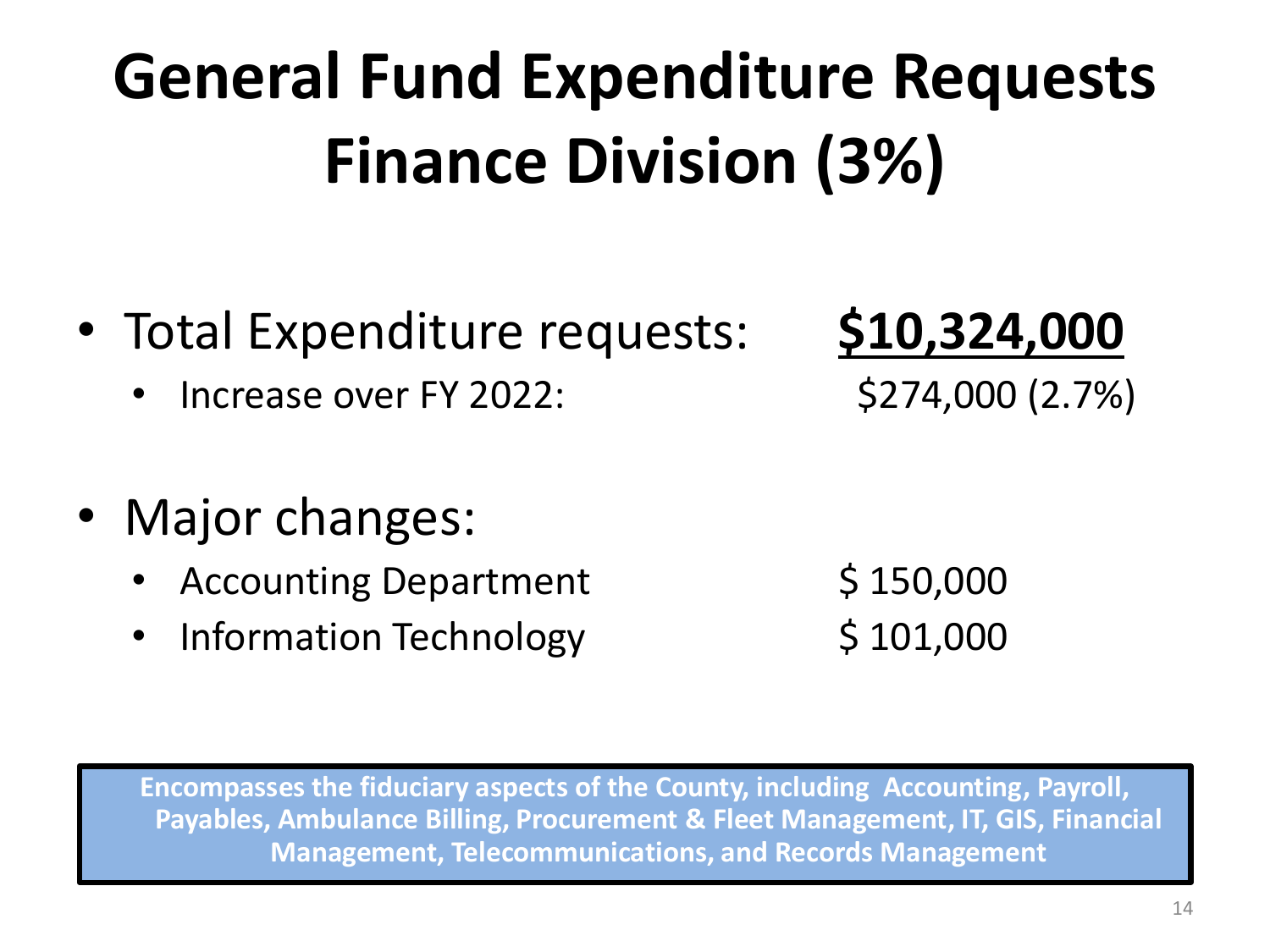# General Fund Expenditure Requests Finance Division (3%)

- Total Expenditure requests: **<u>$10,324,000</u>**
  - Increase over FY 2022: $274,000 (2.7%)
- Major changes:
  - Accounting Department $ 150,000
  - Information Technology $ 101,000

**Encompasses the fiduciary aspects of the County, including Accounting, Payroll, Payables, Ambulance Billing, Procurement & Fleet Management, IT, GIS, Financial Management, Telecommunications, and Records Management**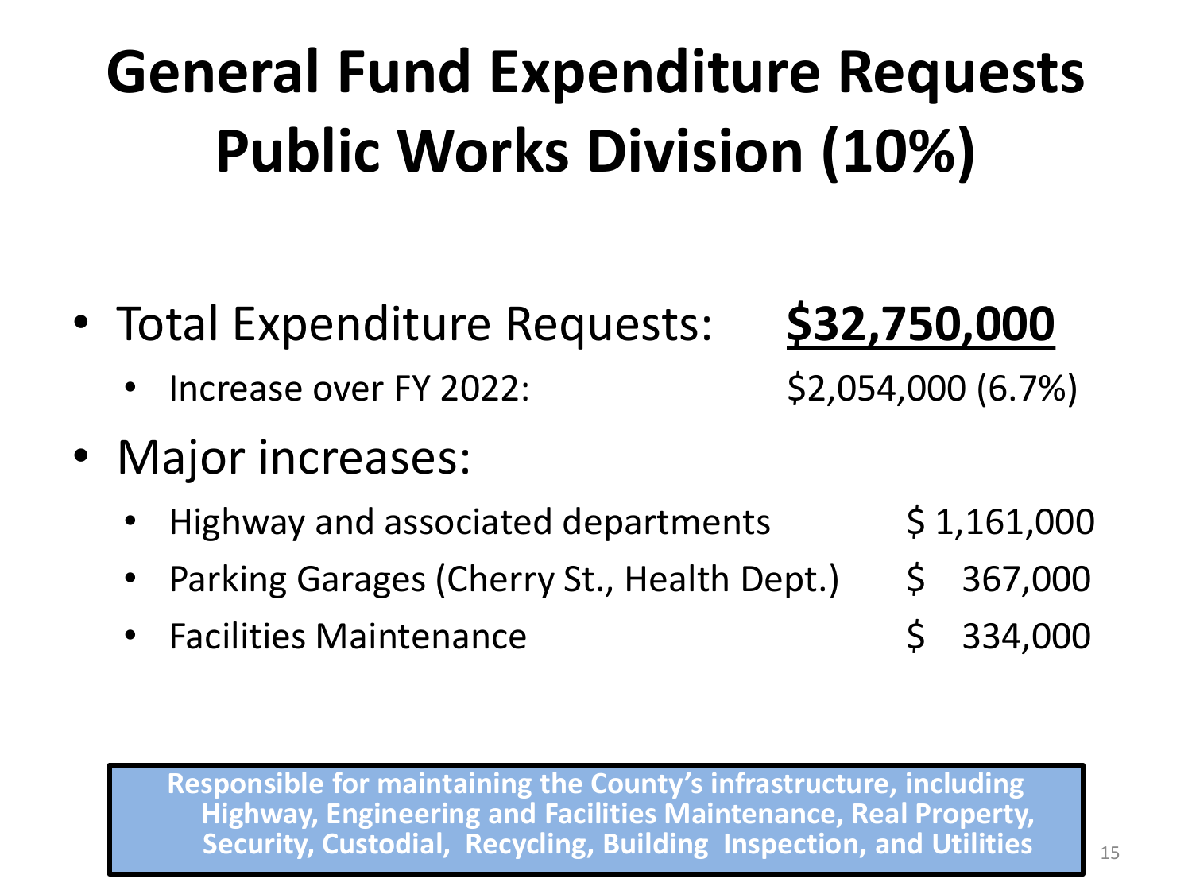# General Fund Expenditure Requests Public Works Division (10%)

- Total Expenditure Requests: **<u>$32,750,000</u>**
  - Increase over FY 2022: $2,054,000 (6.7%)
- Major increases:
  - Highway and associated departments $ 1,161,000
  - Parking Garages (Cherry St., Health Dept.) $ 367,000
  - Facilities Maintenance $ 334,000

**Responsible for maintaining the County's infrastructure, including Highway, Engineering and Facilities Maintenance, Real Property, Security, Custodial, Recycling, Building Inspection, and Utilities**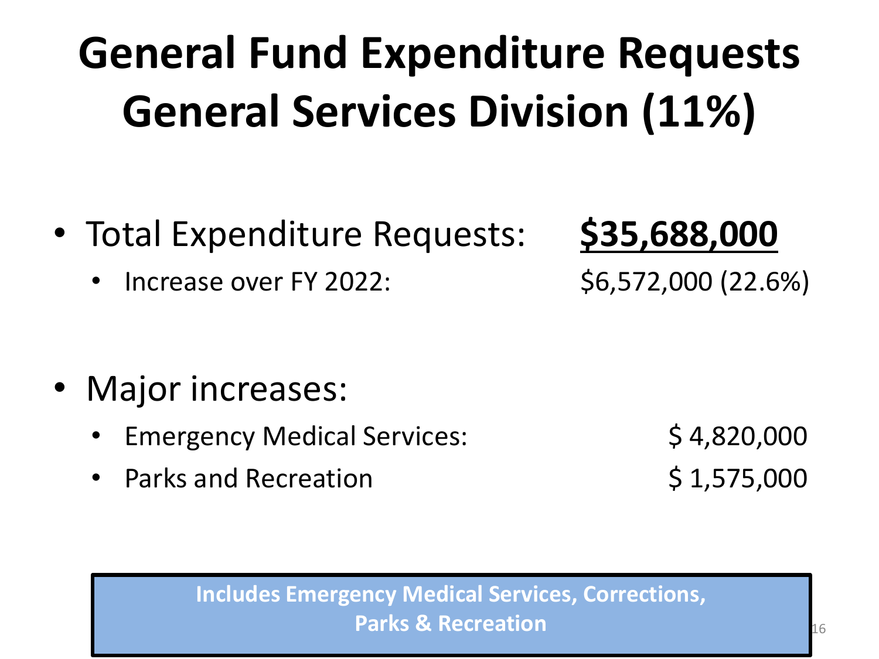# General Fund Expenditure Requests
# General Services Division (11%)

- Total Expenditure Requests: **<u>$35,688,000</u>**
  - Increase over FY 2022: $6,572,000 (22.6%)

- Major increases:
  - Emergency Medical Services: $ 4,820,000
  - Parks and Recreation $ 1,575,000

**Includes Emergency Medical Services, Corrections, Parks & Recreation**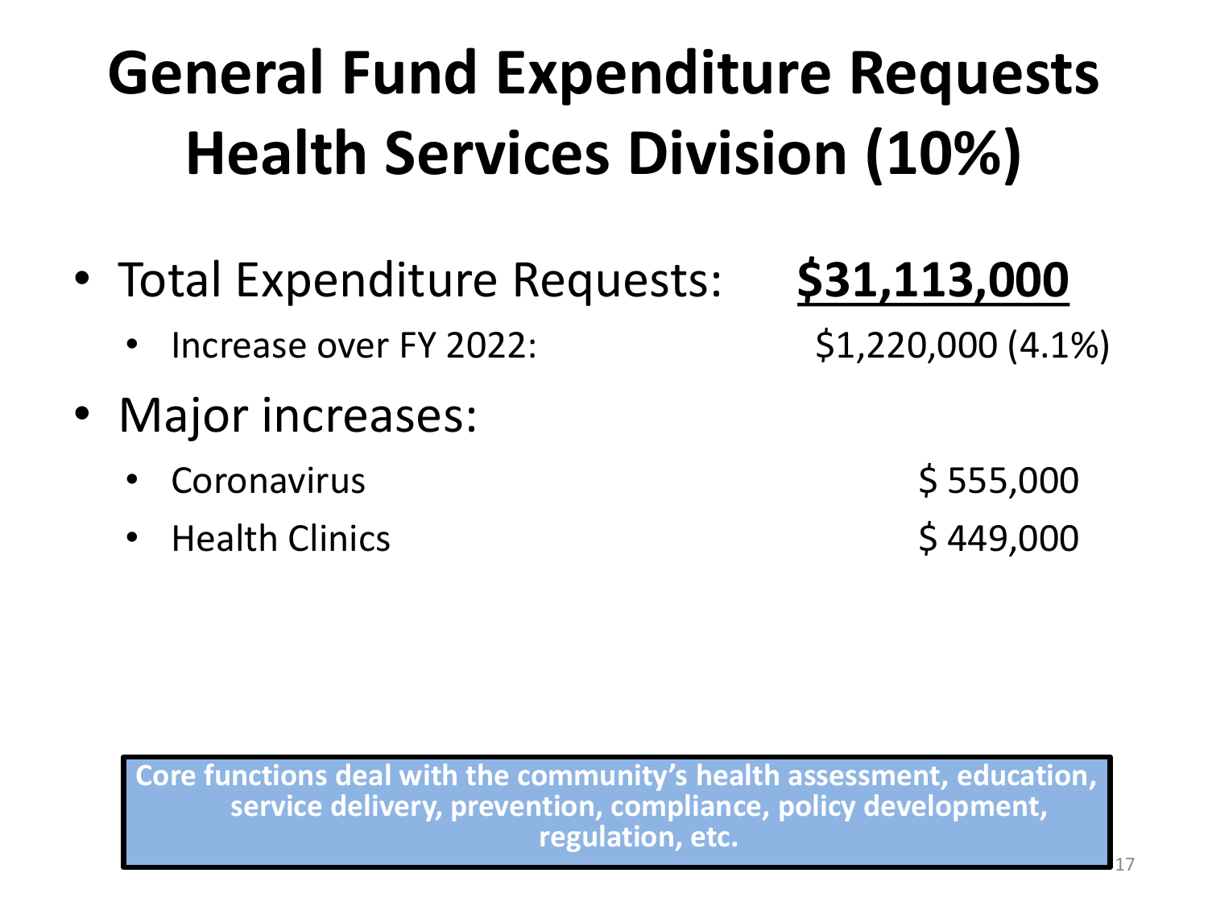# General Fund Expenditure Requests
# Health Services Division (10%)

- Total Expenditure Requests: **<u>$31,113,000</u>**
  - Increase over FY 2022: $1,220,000 (4.1%)
- Major increases:
  - Coronavirus $ 555,000
  - Health Clinics $ 449,000

**Core functions deal with the community's health assessment, education, service delivery, prevention, compliance, policy development, regulation, etc.**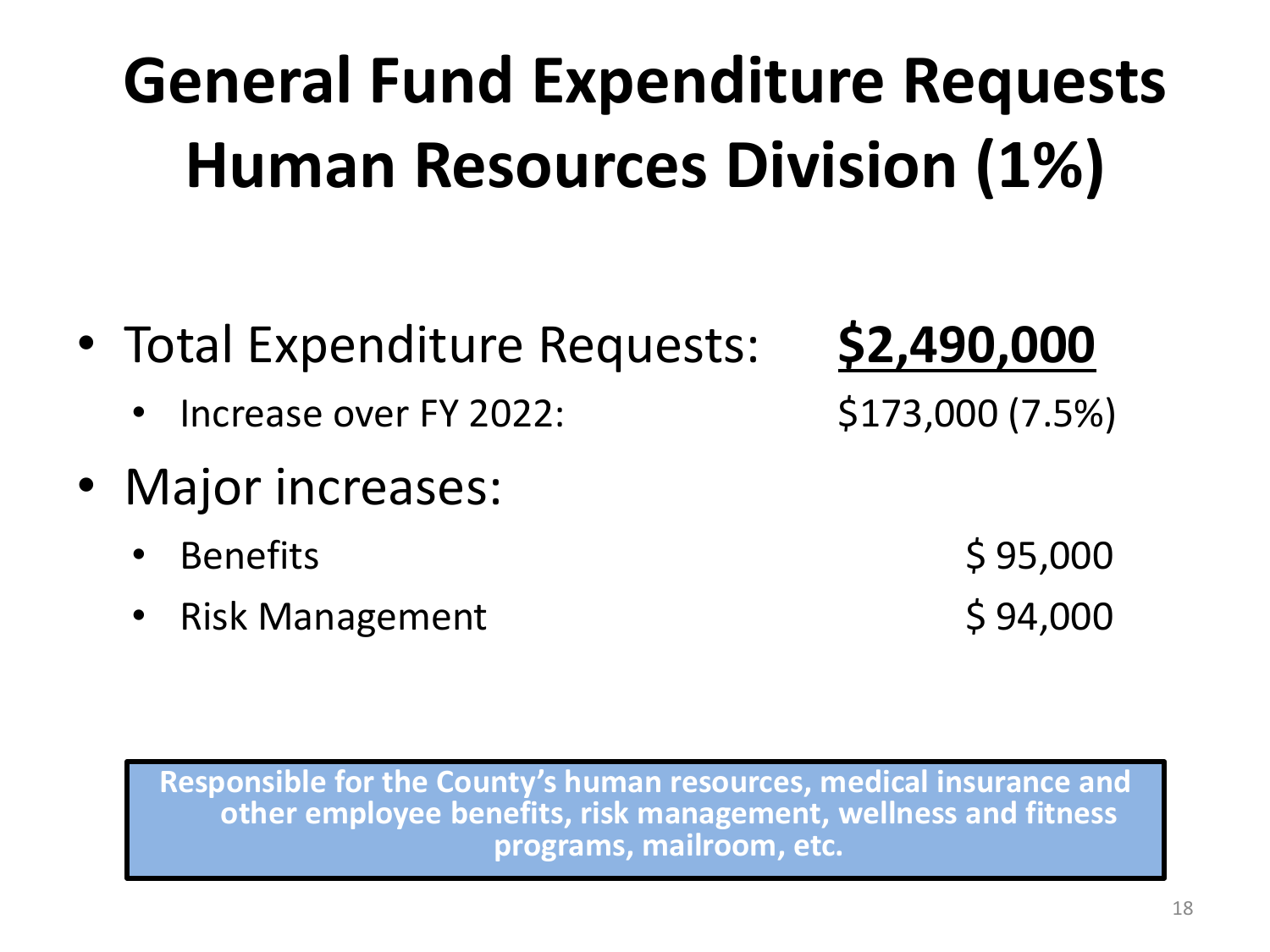# General Fund Expenditure Requests Human Resources Division (1%)

- Total Expenditure Requests: **<u>$2,490,000</u>**
  - Increase over FY 2022: $173,000 (7.5%)
- Major increases:
  - Benefits $ 95,000
  - Risk Management $ 94,000

**Responsible for the County's human resources, medical insurance and other employee benefits, risk management, wellness and fitness programs, mailroom, etc.**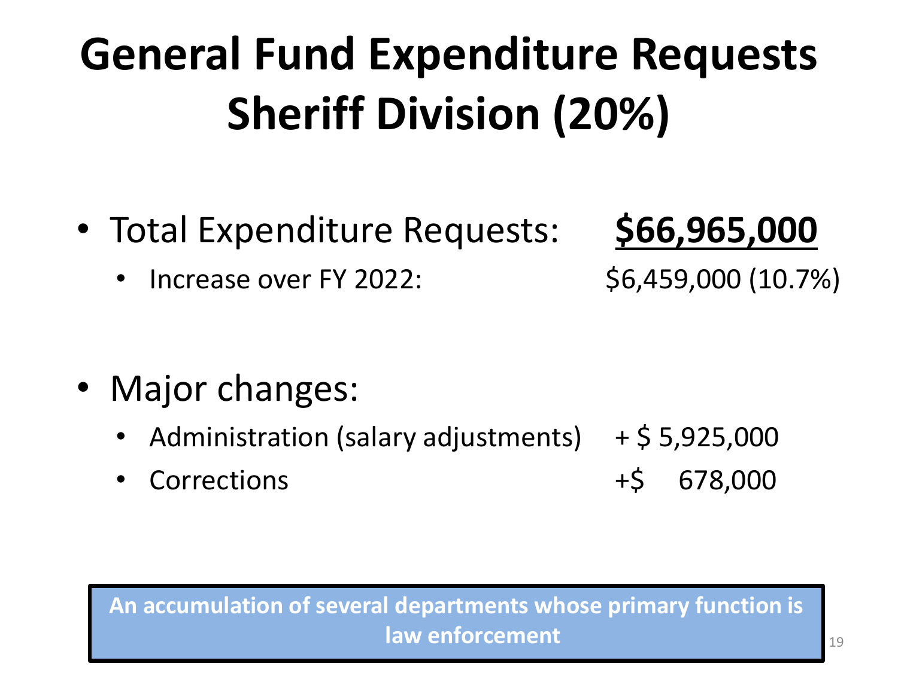# General Fund Expenditure Requests
# Sheriff Division (20%)

- Total Expenditure Requests: **$66,965,000**
  - Increase over FY 2022: $6,459,000 (10.7%)

- Major changes:
  - Administration (salary adjustments) + $ 5,925,000
  - Corrections +$ 678,000

**An accumulation of several departments whose primary function is law enforcement**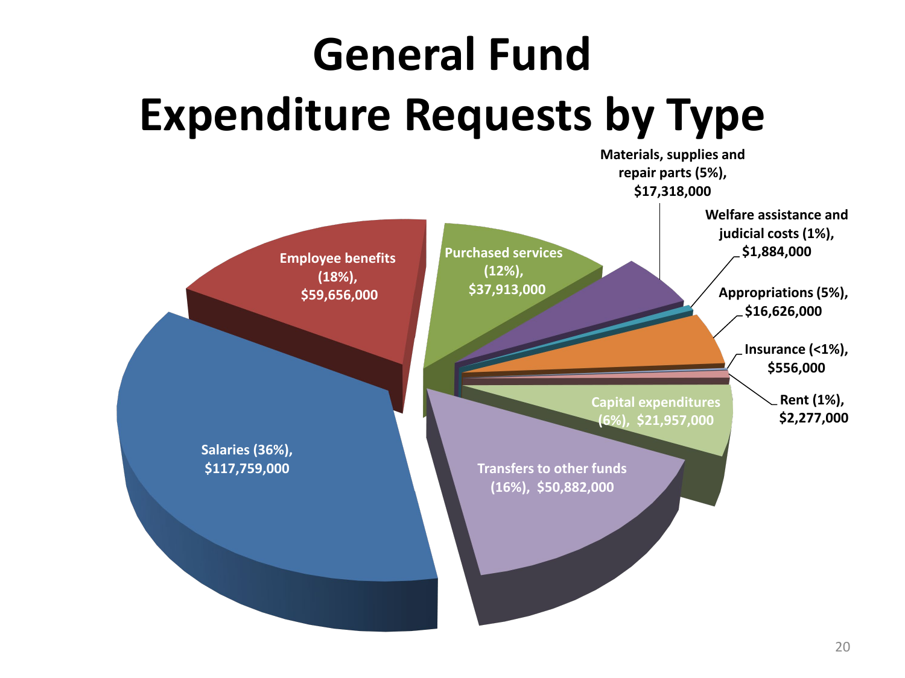# General Fund Expenditure Requests by Type

- Salaries (36%), $117,759,000
- Employee benefits (18%), $59,656,000
- Purchased services (12%), $37,913,000
- Materials, supplies and repair parts (5%), $17,318,000
- Welfare assistance and judicial costs (1%), $1,884,000
- Appropriations (5%), $16,626,000
- Insurance (<1%), $556,000
- Rent (1%), $2,277,000
- Capital expenditures (6%), $21,957,000
- Transfers to other funds (16%), $50,882,000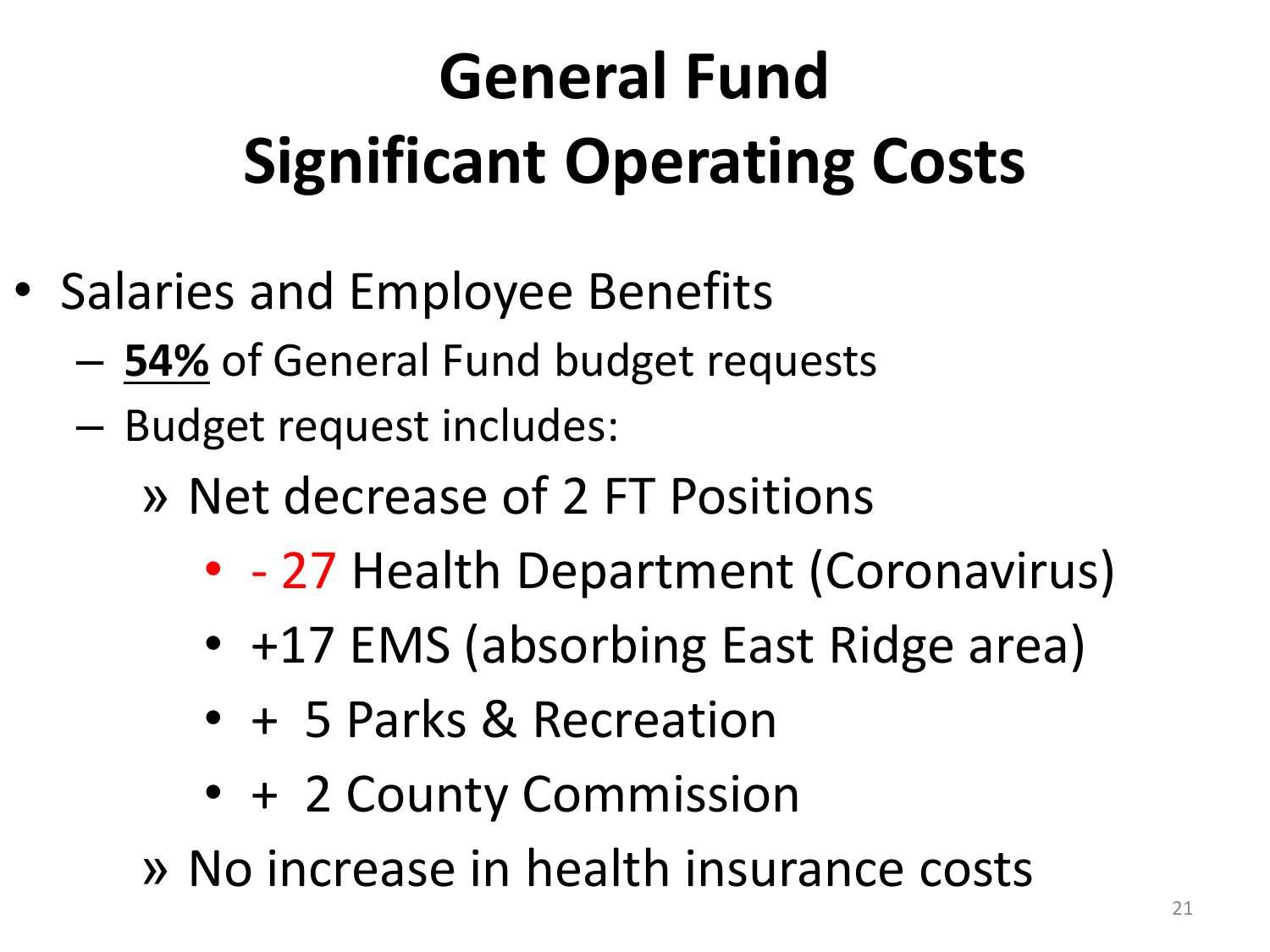# General Fund Significant Operating Costs

- Salaries and Employee Benefits
  - **<u>54%</u>** of General Fund budget requests
  - Budget request includes:
    - » Net decrease of 2 FT Positions
      - \- 27 Health Department (Coronavirus)
      - +17 EMS (absorbing East Ridge area)
      - \+ 5 Parks & Recreation
      - \+ 2 County Commission
    - » No increase in health insurance costs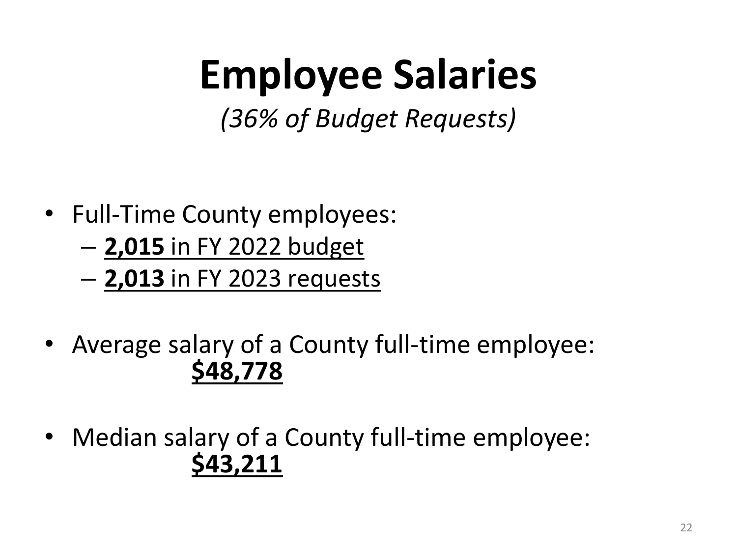# Employee Salaries

*(36% of Budget Requests)*

- Full-Time County employees:
  - **2,015** in FY 2022 budget
  - **2,013** in FY 2023 requests
- Average salary of a County full-time employee: **$48,778**
- Median salary of a County full-time employee: **$43,211**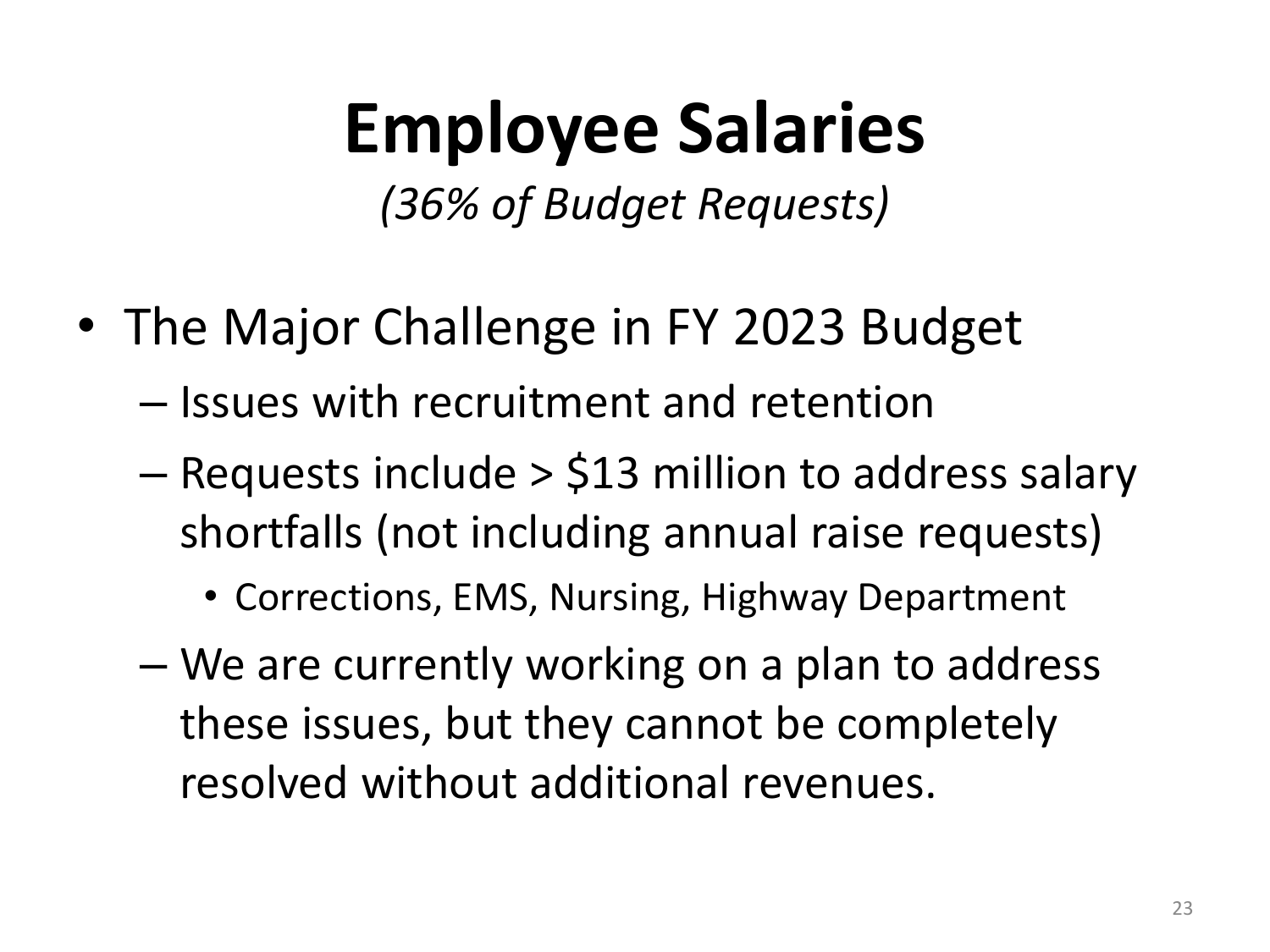# Employee Salaries

*(36% of Budget Requests)*

- The Major Challenge in FY 2023 Budget
  - Issues with recruitment and retention
  - Requests include > $13 million to address salary shortfalls (not including annual raise requests)
    - Corrections, EMS, Nursing, Highway Department
  - We are currently working on a plan to address these issues, but they cannot be completely resolved without additional revenues.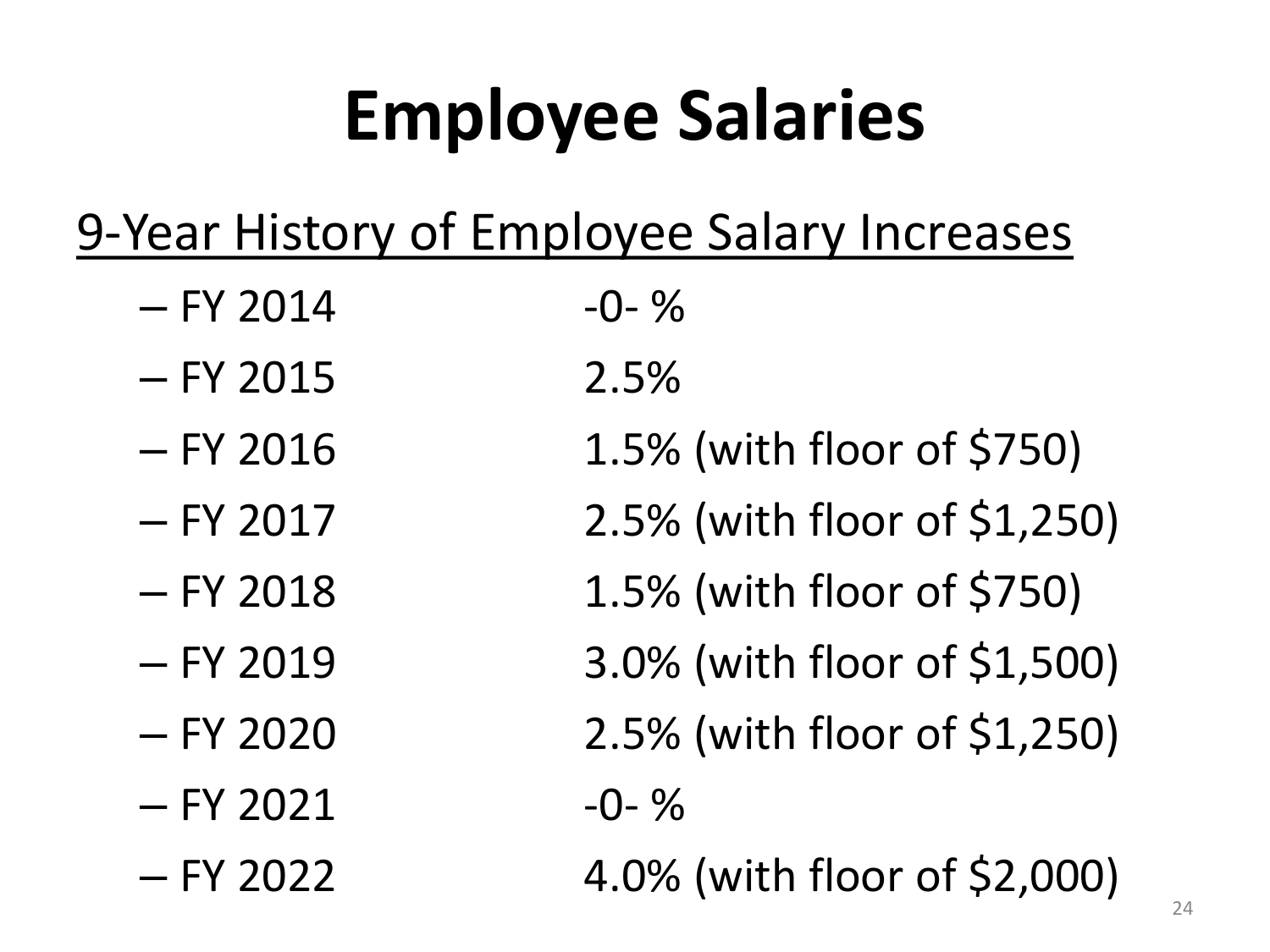# Employee Salaries

<u>9-Year History of Employee Salary Increases</u>

- FY 2014 -0- %
- FY 2015 2.5%
- FY 2016 1.5% (with floor of $750)
- FY 2017 2.5% (with floor of $1,250)
- FY 2018 1.5% (with floor of $750)
- FY 2019 3.0% (with floor of $1,500)
- FY 2020 2.5% (with floor of $1,250)
- FY 2021 -0- %
- FY 2022 4.0% (with floor of $2,000)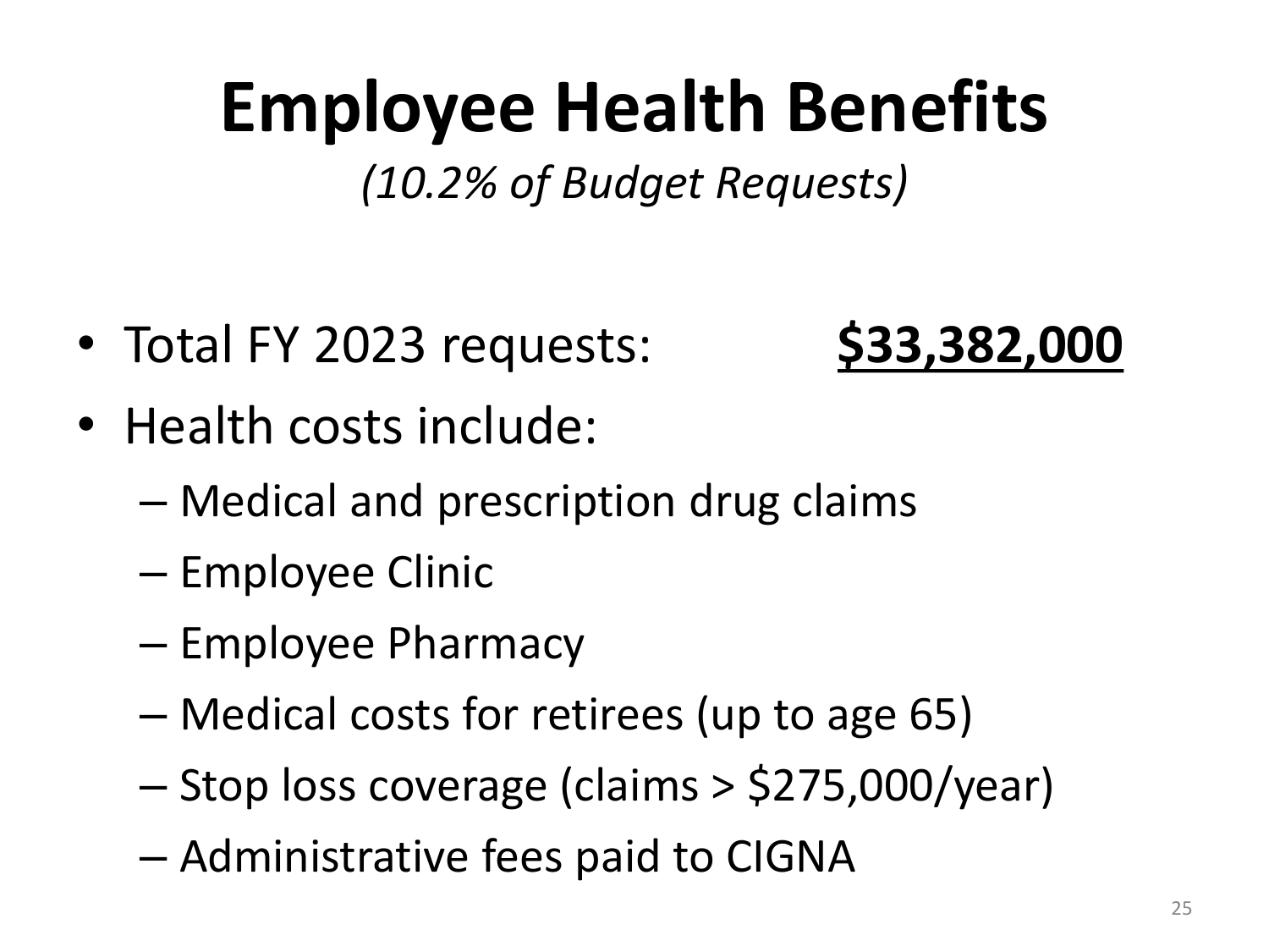# Employee Health Benefits

*(10.2% of Budget Requests)*

- Total FY 2023 requests: **$33,382,000**
- Health costs include:
  - Medical and prescription drug claims
  - Employee Clinic
  - Employee Pharmacy
  - Medical costs for retirees (up to age 65)
  - Stop loss coverage (claims > $275,000/year)
  - Administrative fees paid to CIGNA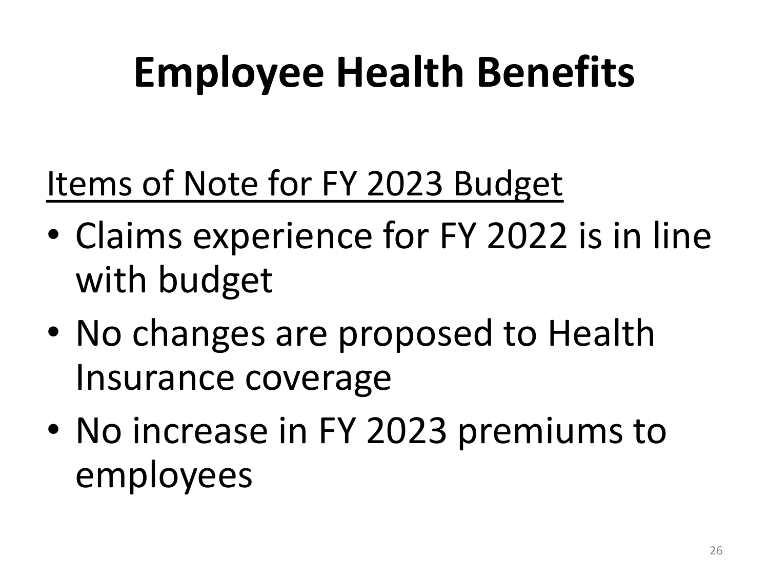# Employee Health Benefits

Items of Note for FY 2023 Budget

- Claims experience for FY 2022 is in line with budget
- No changes are proposed to Health Insurance coverage
- No increase in FY 2023 premiums to employees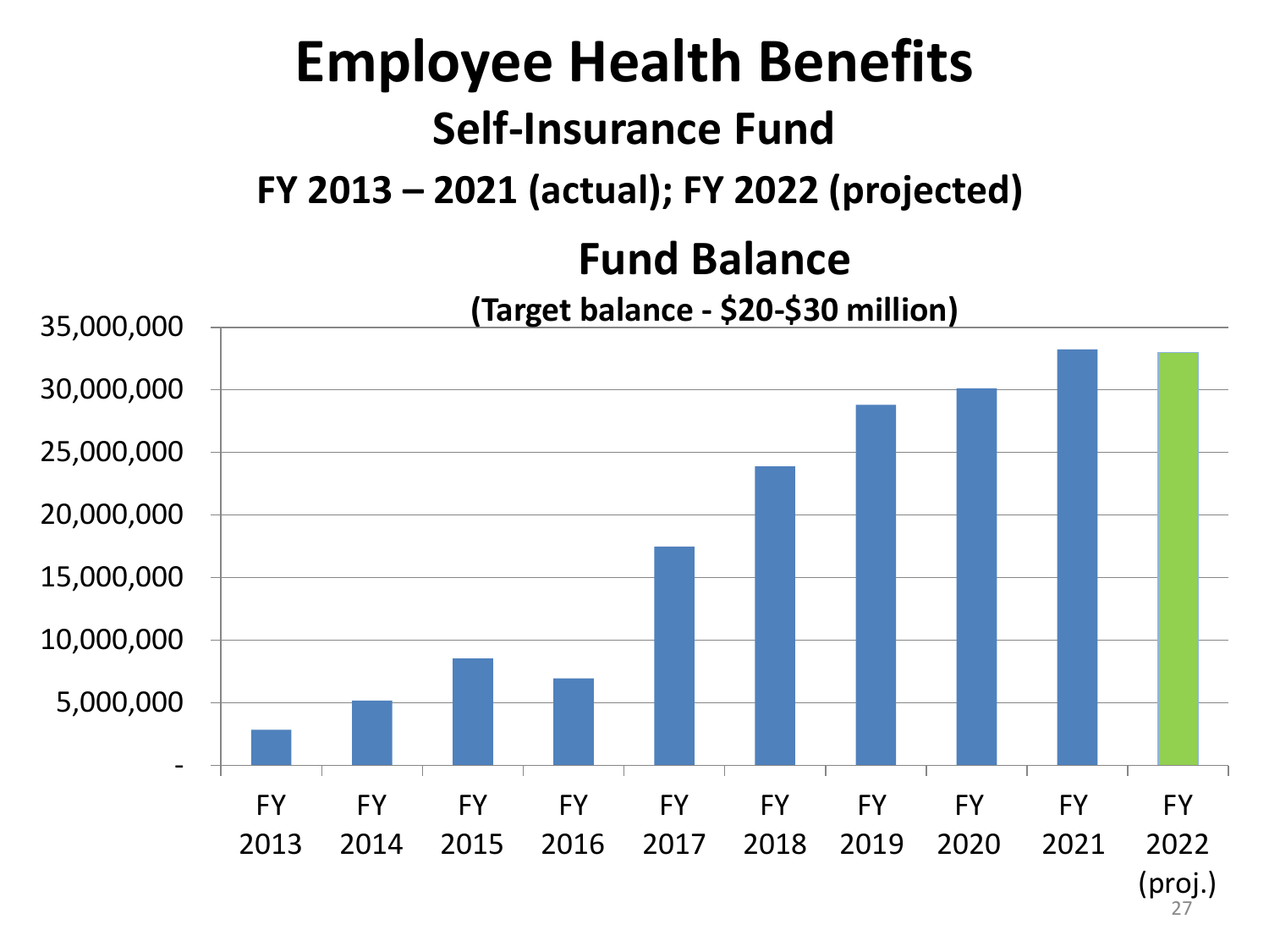# Employee Health Benefits

## Self-Insurance Fund

### FY 2013 – 2021 (actual); FY 2022 (projected)

**Fund Balance**

**(Target balance - $20-$30 million)**

| Fiscal Year | Fund Balance (approx.) |
|---|---|
| FY 2013 | 2,800,000 |
| FY 2014 | 5,200,000 |
| FY 2015 | 8,500,000 |
| FY 2016 | 6,900,000 |
| FY 2017 | 17,400,000 |
| FY 2018 | 23,900,000 |
| FY 2019 | 28,800,000 |
| FY 2020 | 30,100,000 |
| FY 2021 | 33,200,000 |
| FY 2022 (proj.) | 33,000,000 |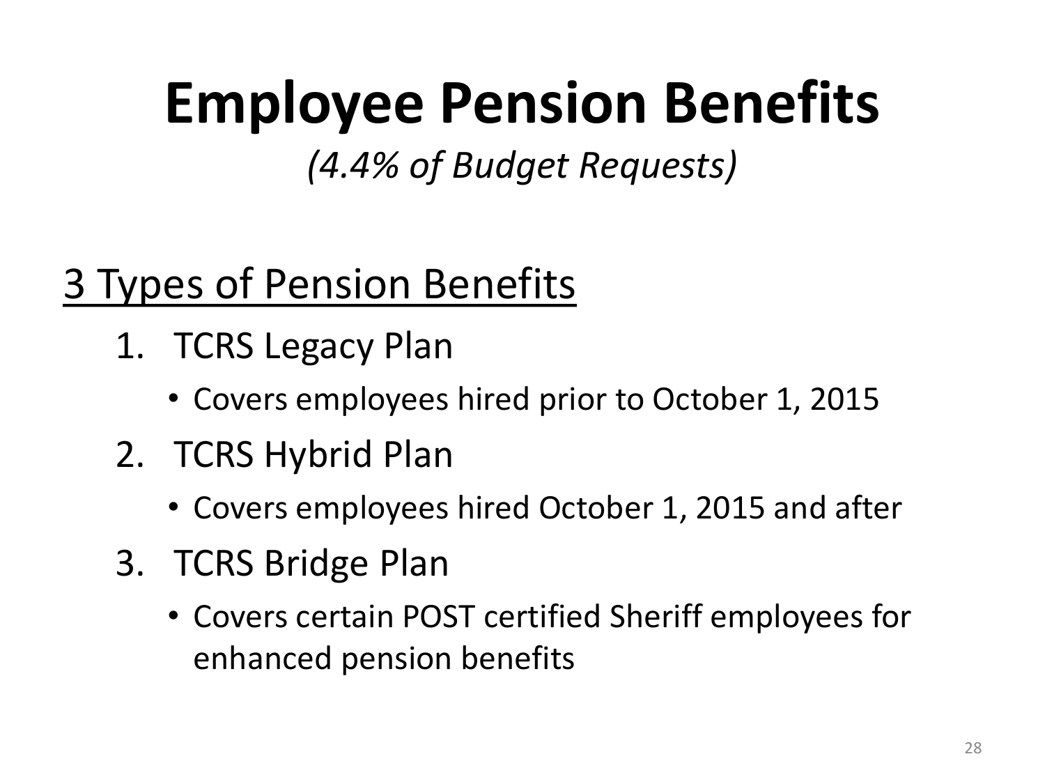# Employee Pension Benefits

*(4.4% of Budget Requests)*

## 3 Types of Pension Benefits

1. TCRS Legacy Plan
   - Covers employees hired prior to October 1, 2015
2. TCRS Hybrid Plan
   - Covers employees hired October 1, 2015 and after
3. TCRS Bridge Plan
   - Covers certain POST certified Sheriff employees for enhanced pension benefits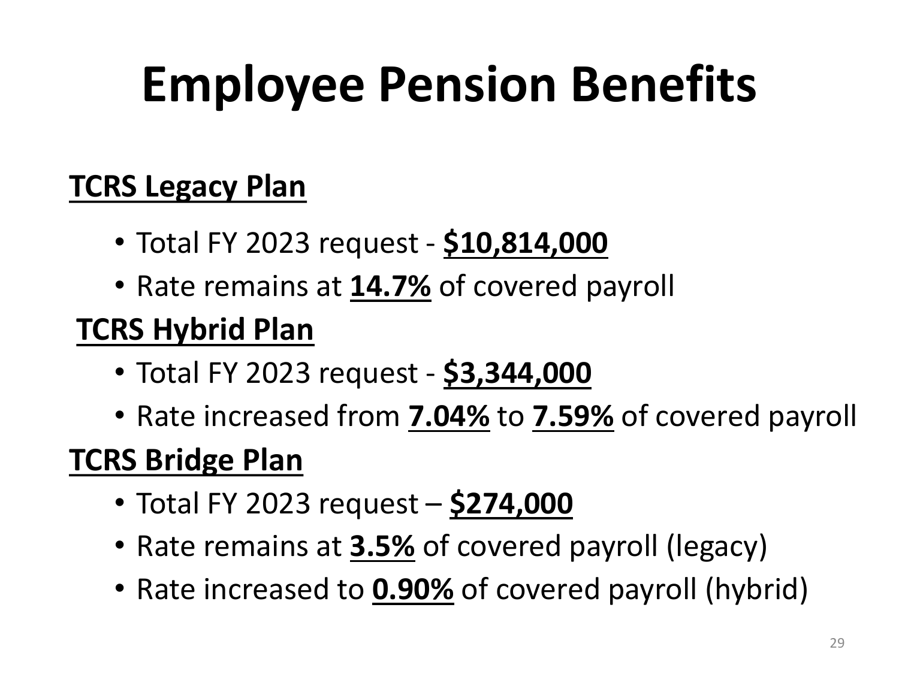# Employee Pension Benefits

**TCRS Legacy Plan**

- Total FY 2023 request - **$10,814,000**
- Rate remains at **14.7%** of covered payroll

**TCRS Hybrid Plan**

- Total FY 2023 request - **$3,344,000**
- Rate increased from **7.04%** to **7.59%** of covered payroll

**TCRS Bridge Plan**

- Total FY 2023 request – **$274,000**
- Rate remains at **3.5%** of covered payroll (legacy)
- Rate increased to **0.90%** of covered payroll (hybrid)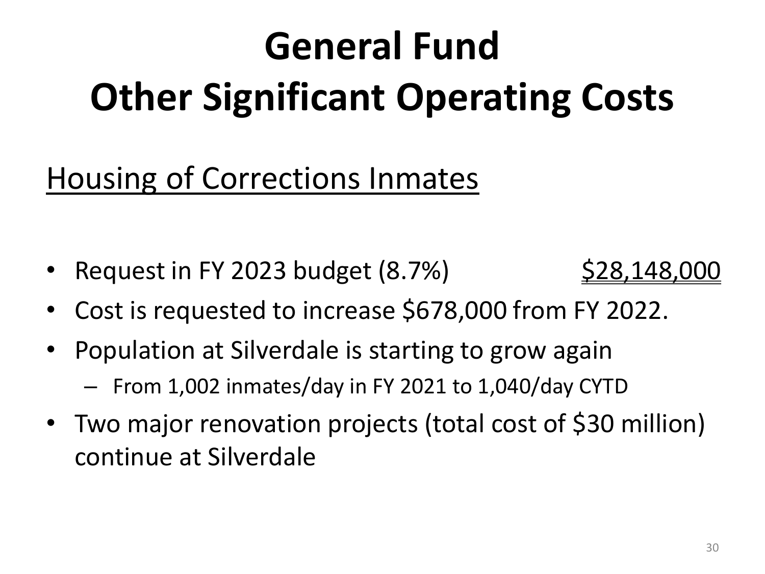# General Fund
# Other Significant Operating Costs

## Housing of Corrections Inmates

- Request in FY 2023 budget (8.7%) $28,148,000
- Cost is requested to increase $678,000 from FY 2022.
- Population at Silverdale is starting to grow again
  - From 1,002 inmates/day in FY 2021 to 1,040/day CYTD
- Two major renovation projects (total cost of $30 million) continue at Silverdale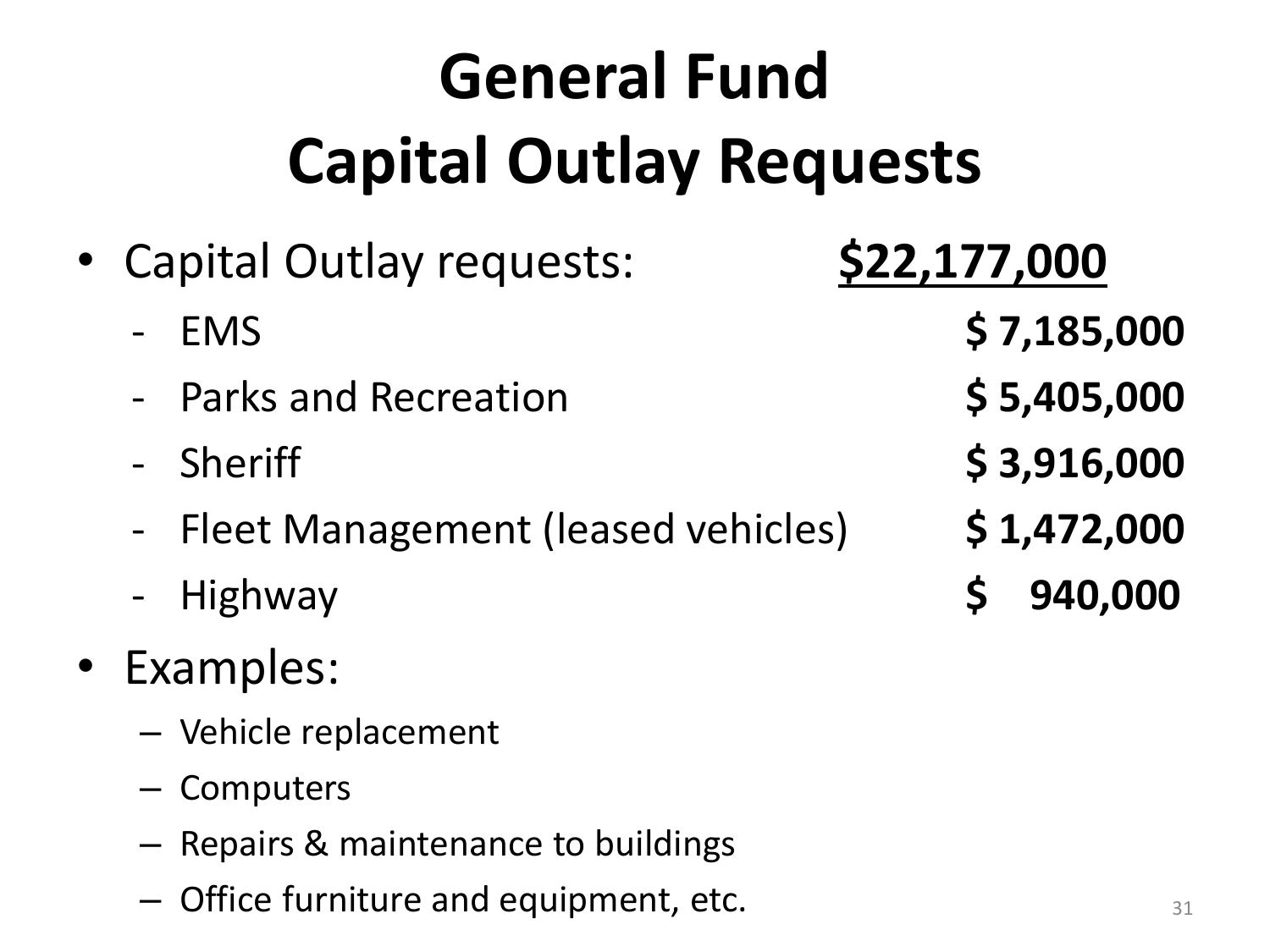# General Fund
# Capital Outlay Requests

- Capital Outlay requests: **<u>$22,177,000</u>**
  - EMS **$ 7,185,000**
  - Parks and Recreation **$ 5,405,000**
  - Sheriff **$ 3,916,000**
  - Fleet Management (leased vehicles) **$ 1,472,000**
  - Highway **$ 940,000**
- Examples:
  - Vehicle replacement
  - Computers
  - Repairs & maintenance to buildings
  - Office furniture and equipment, etc.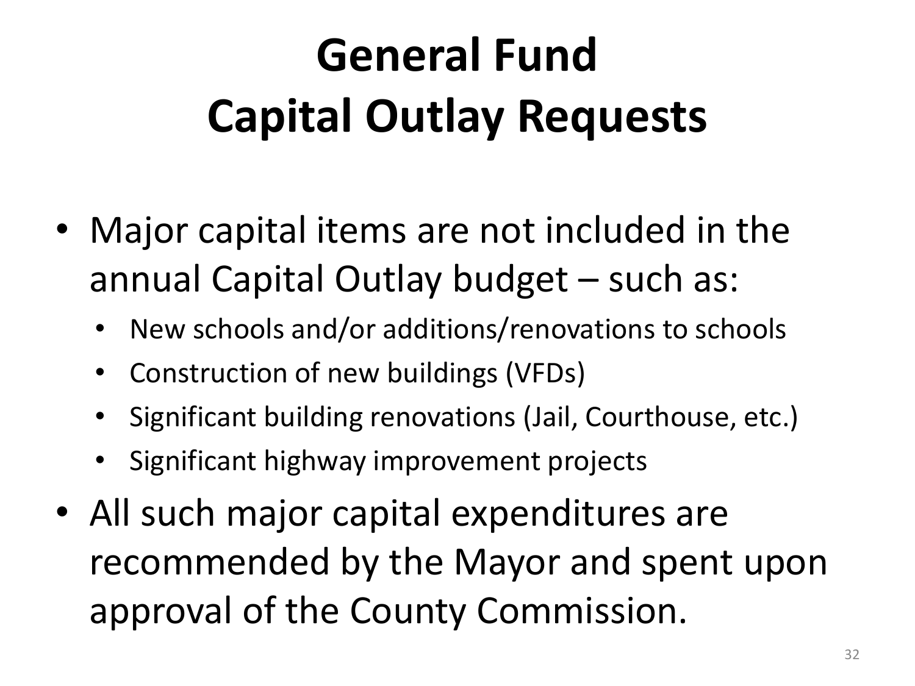# General Fund
# Capital Outlay Requests

- Major capital items are not included in the annual Capital Outlay budget – such as:
  - New schools and/or additions/renovations to schools
  - Construction of new buildings (VFDs)
  - Significant building renovations (Jail, Courthouse, etc.)
  - Significant highway improvement projects
- All such major capital expenditures are recommended by the Mayor and spent upon approval of the County Commission.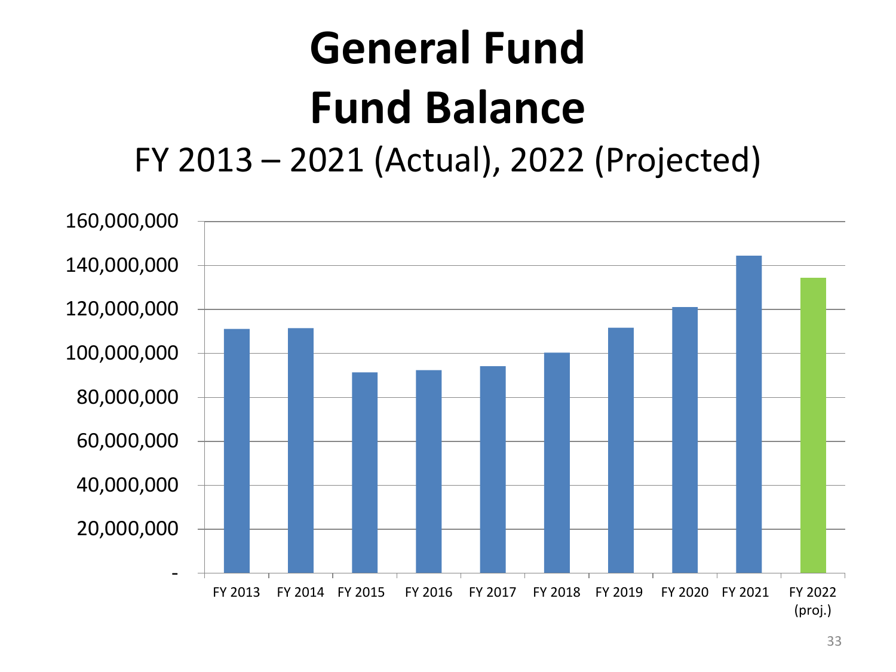# General Fund Fund Balance

## FY 2013 – 2021 (Actual), 2022 (Projected)

160,000,000
140,000,000
120,000,000
100,000,000
80,000,000
60,000,000
40,000,000
20,000,000
-

FY 2013 FY 2014 FY 2015 FY 2016 FY 2017 FY 2018 FY 2019 FY 2020 FY 2021 FY 2022 (proj.)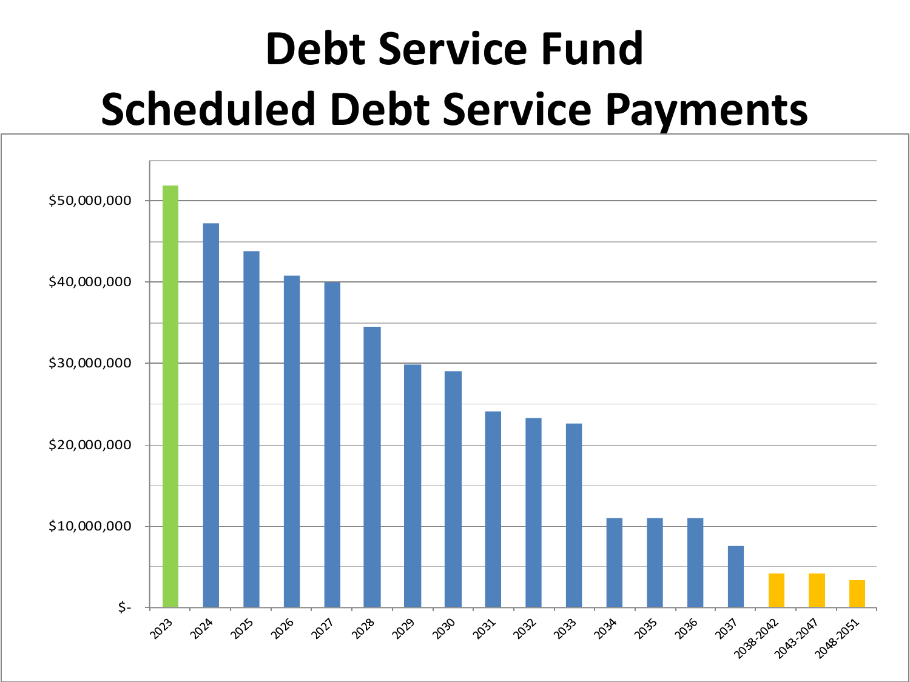# Debt Service Fund
# Scheduled Debt Service Payments

$50,000,000
$40,000,000
$30,000,000
$20,000,000
$10,000,000
$-

2023 2024 2025 2026 2027 2028 2029 2030 2031 2032 2033 2034 2035 2036 2037 2038-2042 2043-2047 2048-2051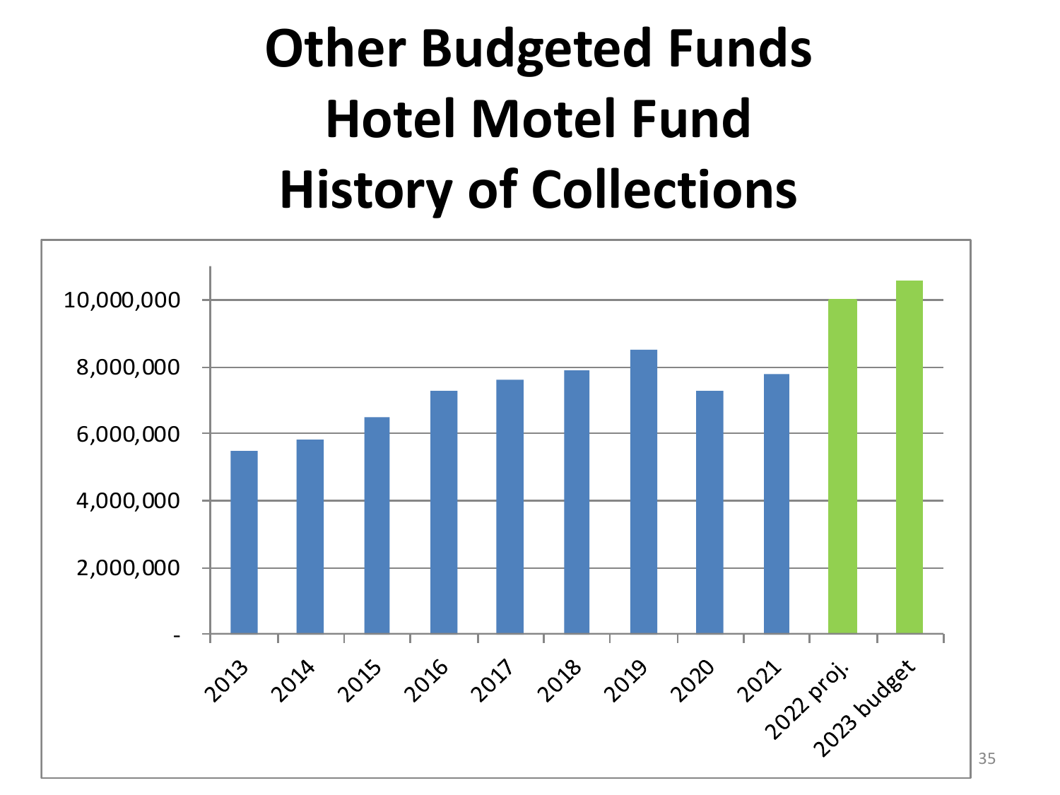# Other Budgeted Funds
# Hotel Motel Fund
# History of Collections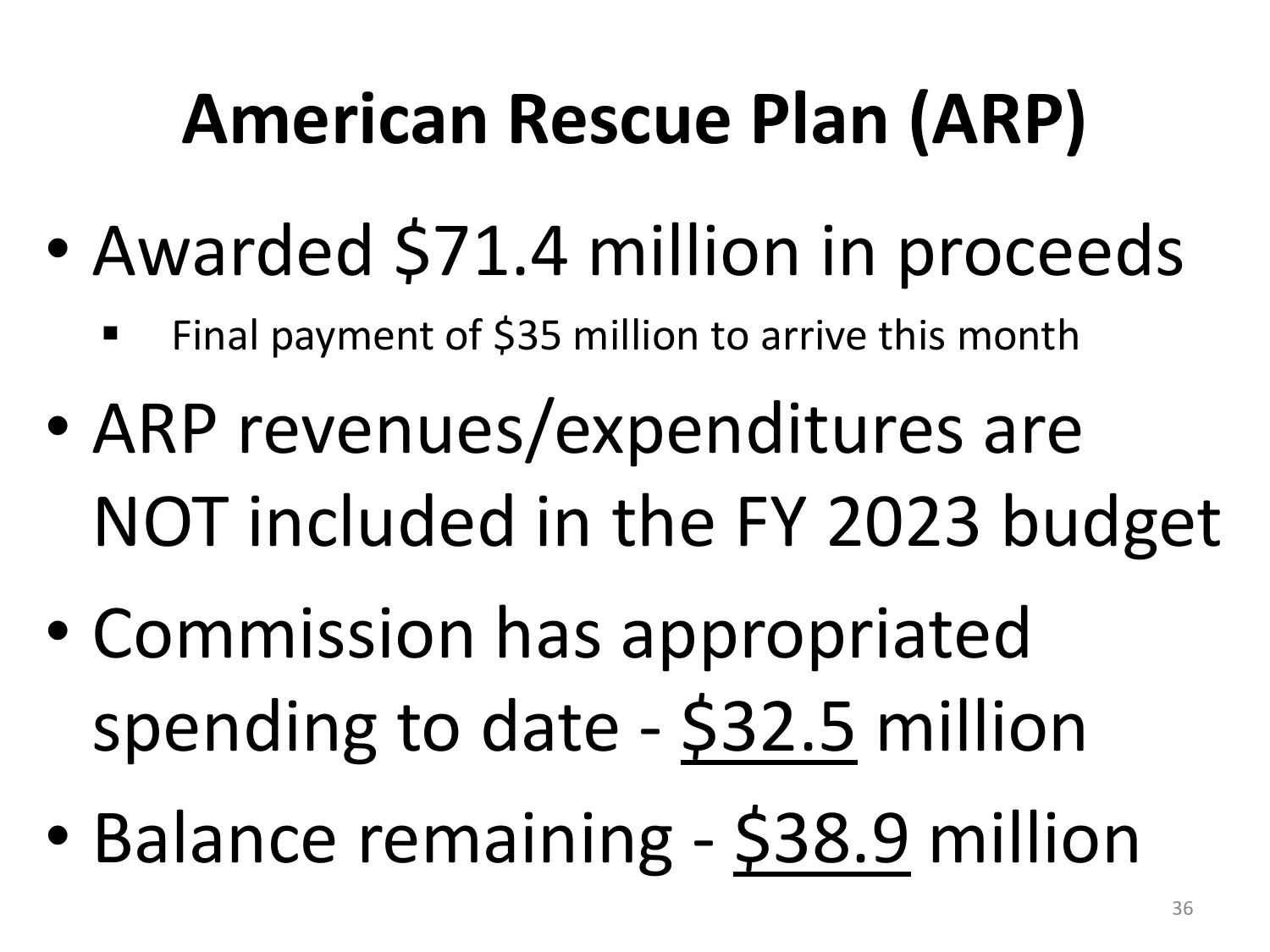# American Rescue Plan (ARP)

- Awarded $71.4 million in proceeds
  - Final payment of $35 million to arrive this month
- ARP revenues/expenditures are NOT included in the FY 2023 budget
- Commission has appropriated spending to date - <u>$32.5</u> million
- Balance remaining - <u>$38.9</u> million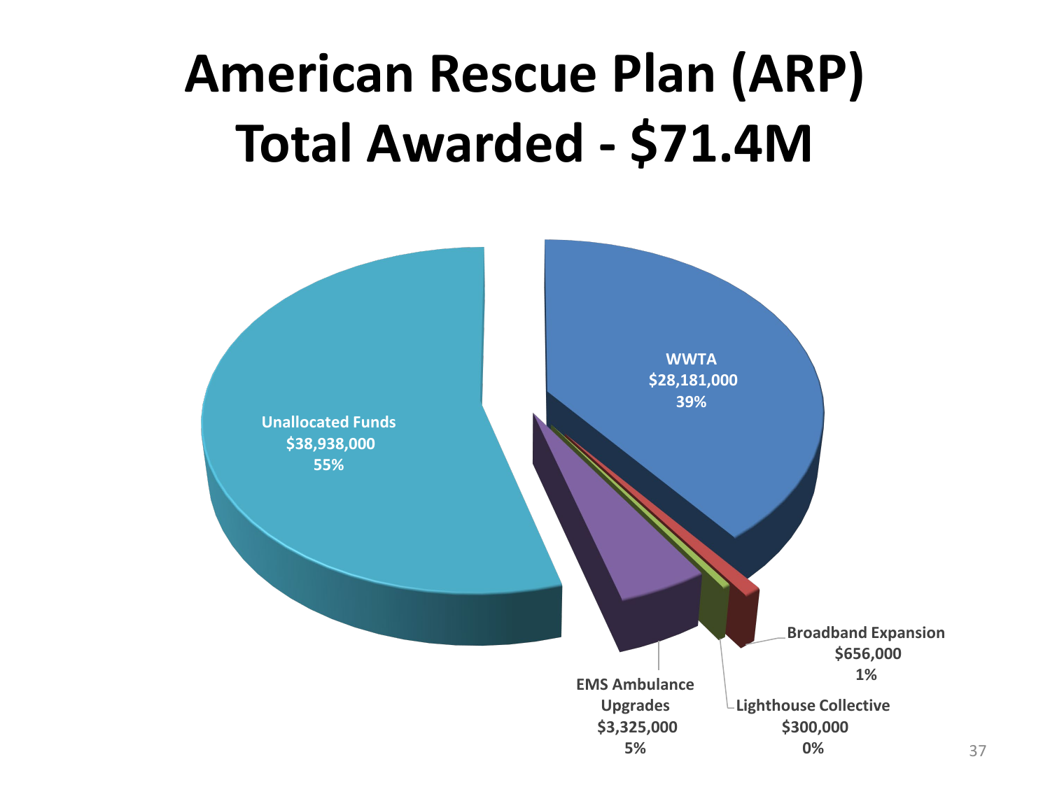# American Rescue Plan (ARP) Total Awarded - $71.4M

- Unallocated Funds: $38,938,000 (55%)
- WWTA: $28,181,000 (39%)
- EMS Ambulance Upgrades: $3,325,000 (5%)
- Lighthouse Collective: $300,000 (0%)
- Broadband Expansion: $656,000 (1%)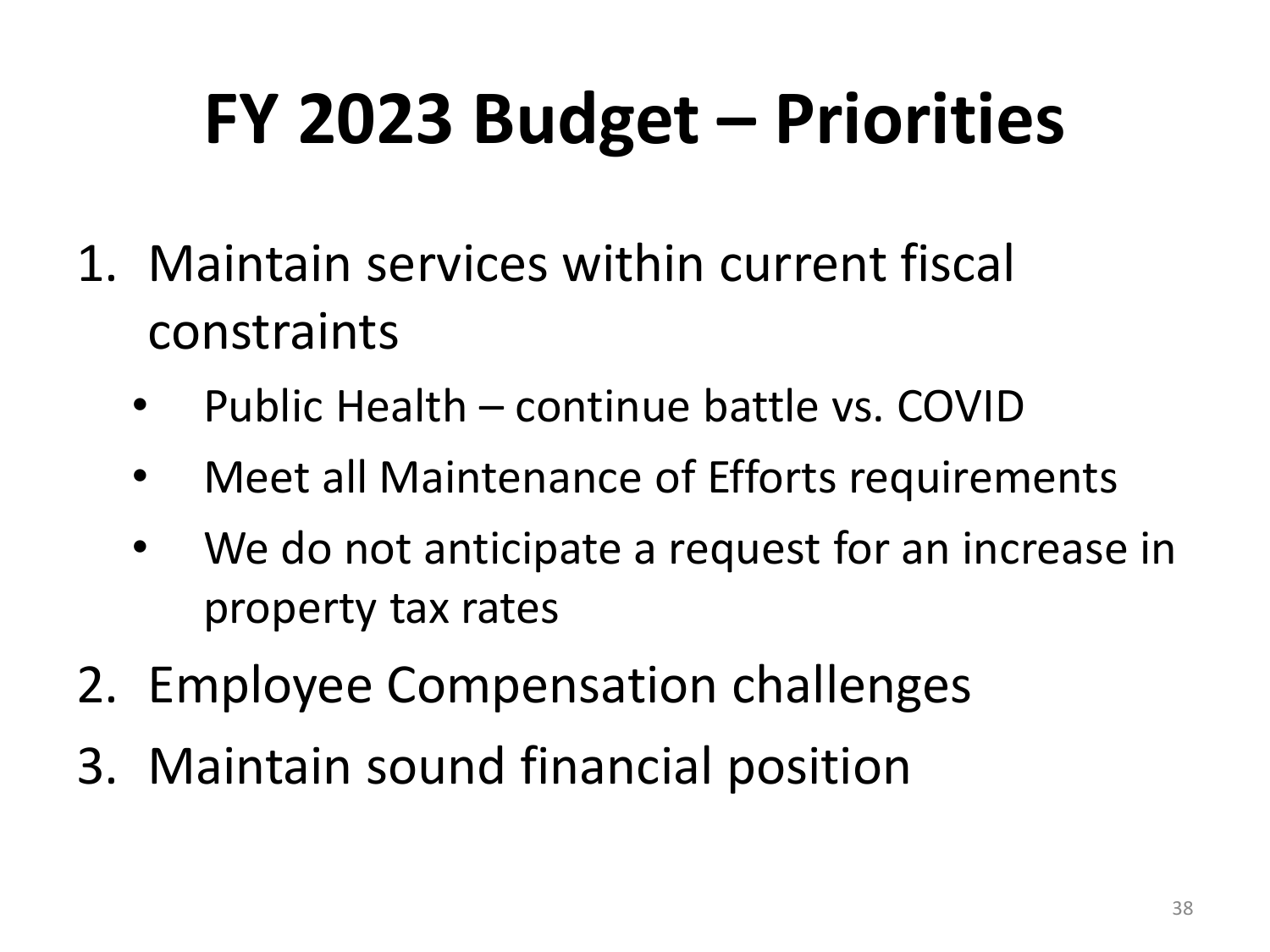# FY 2023 Budget – Priorities

1. Maintain services within current fiscal constraints
   - Public Health – continue battle vs. COVID
   - Meet all Maintenance of Efforts requirements
   - We do not anticipate a request for an increase in property tax rates
2. Employee Compensation challenges
3. Maintain sound financial position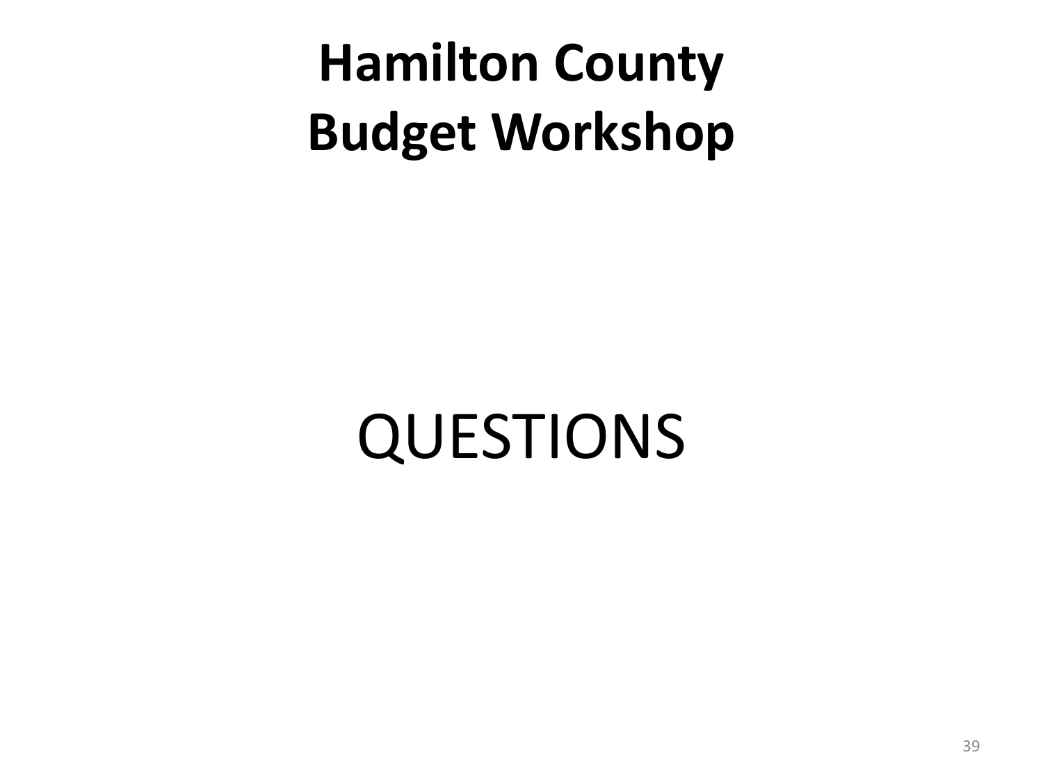# Hamilton County Budget Workshop

QUESTIONS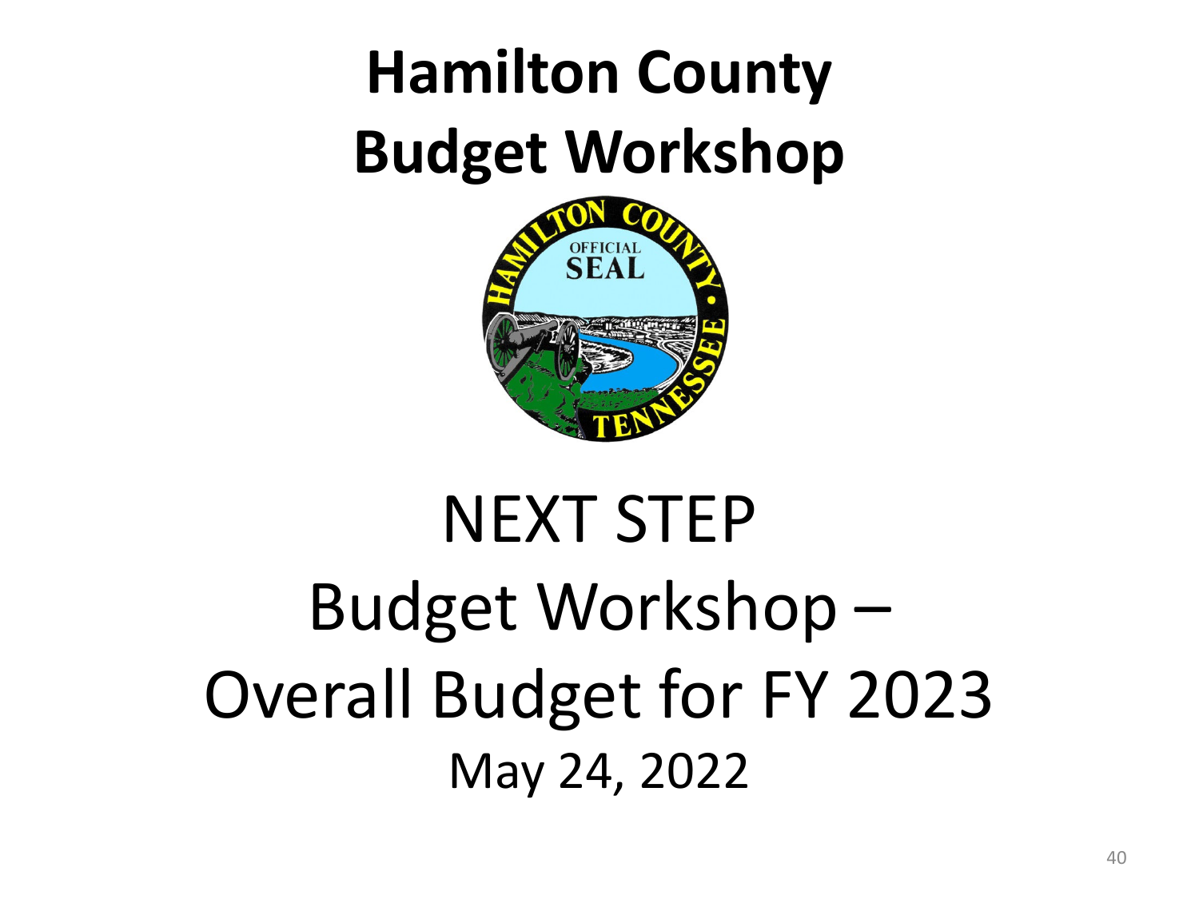# Hamilton County Budget Workshop

NEXT STEP

Budget Workshop –

Overall Budget for FY 2023

May 24, 2022